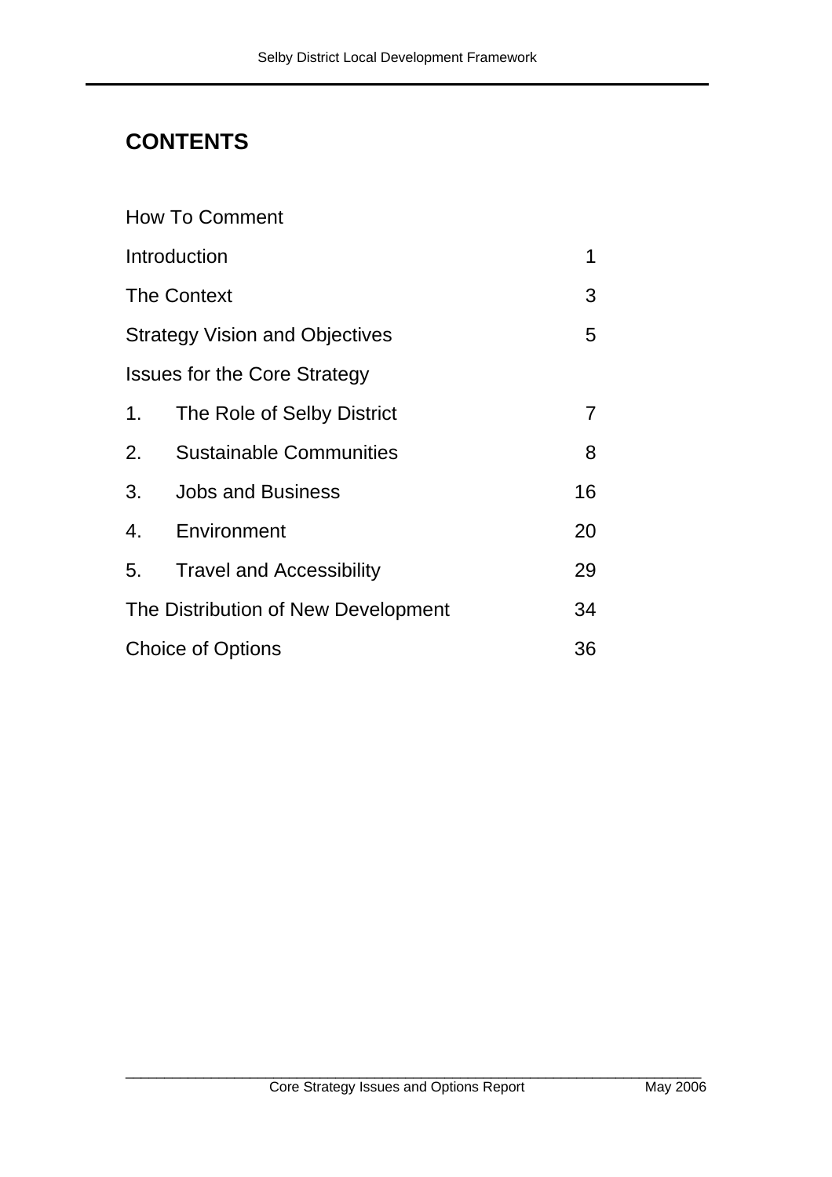# CONTENTS

| | |
|---|---|
| How To Comment | |
| Introduction | 1 |
| The Context | 3 |
| Strategy Vision and Objectives | 5 |
| Issues for the Core Strategy | |
| 1. The Role of Selby District | 7 |
| 2. Sustainable Communities | 8 |
| 3. Jobs and Business | 16 |
| 4. Environment | 20 |
| 5. Travel and Accessibility | 29 |
| The Distribution of New Development | 34 |
| Choice of Options | 36 |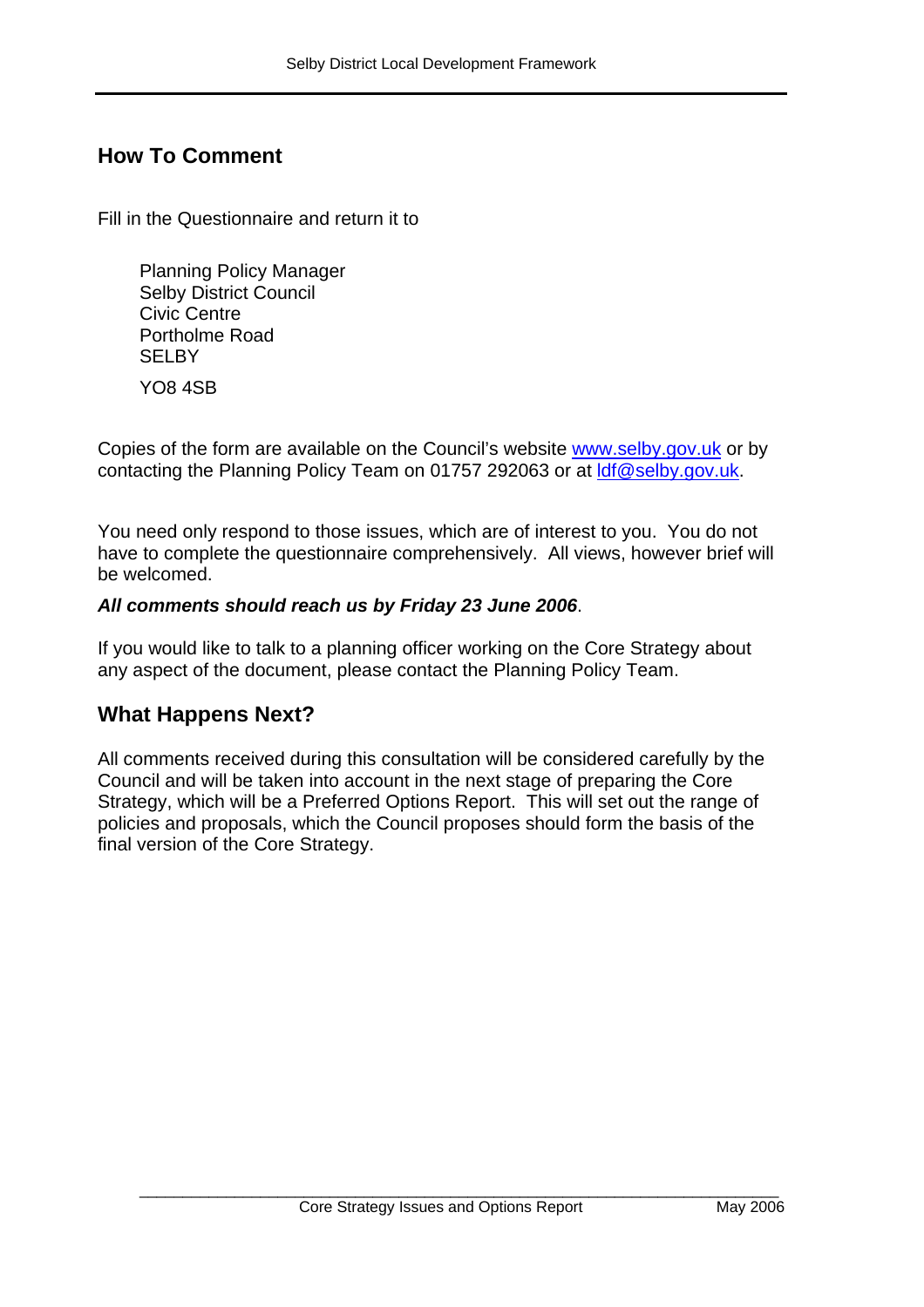## How To Comment

Fill in the Questionnaire and return it to

Planning Policy Manager
Selby District Council
Civic Centre
Portholme Road
SELBY
YO8 4SB

Copies of the form are available on the Council's website www.selby.gov.uk or by contacting the Planning Policy Team on 01757 292063 or at ldf@selby.gov.uk.

You need only respond to those issues, which are of interest to you. You do not have to complete the questionnaire comprehensively. All views, however brief will be welcomed.

***All comments should reach us by Friday 23 June 2006***.

If you would like to talk to a planning officer working on the Core Strategy about any aspect of the document, please contact the Planning Policy Team.

## What Happens Next?

All comments received during this consultation will be considered carefully by the Council and will be taken into account in the next stage of preparing the Core Strategy, which will be a Preferred Options Report. This will set out the range of policies and proposals, which the Council proposes should form the basis of the final version of the Core Strategy.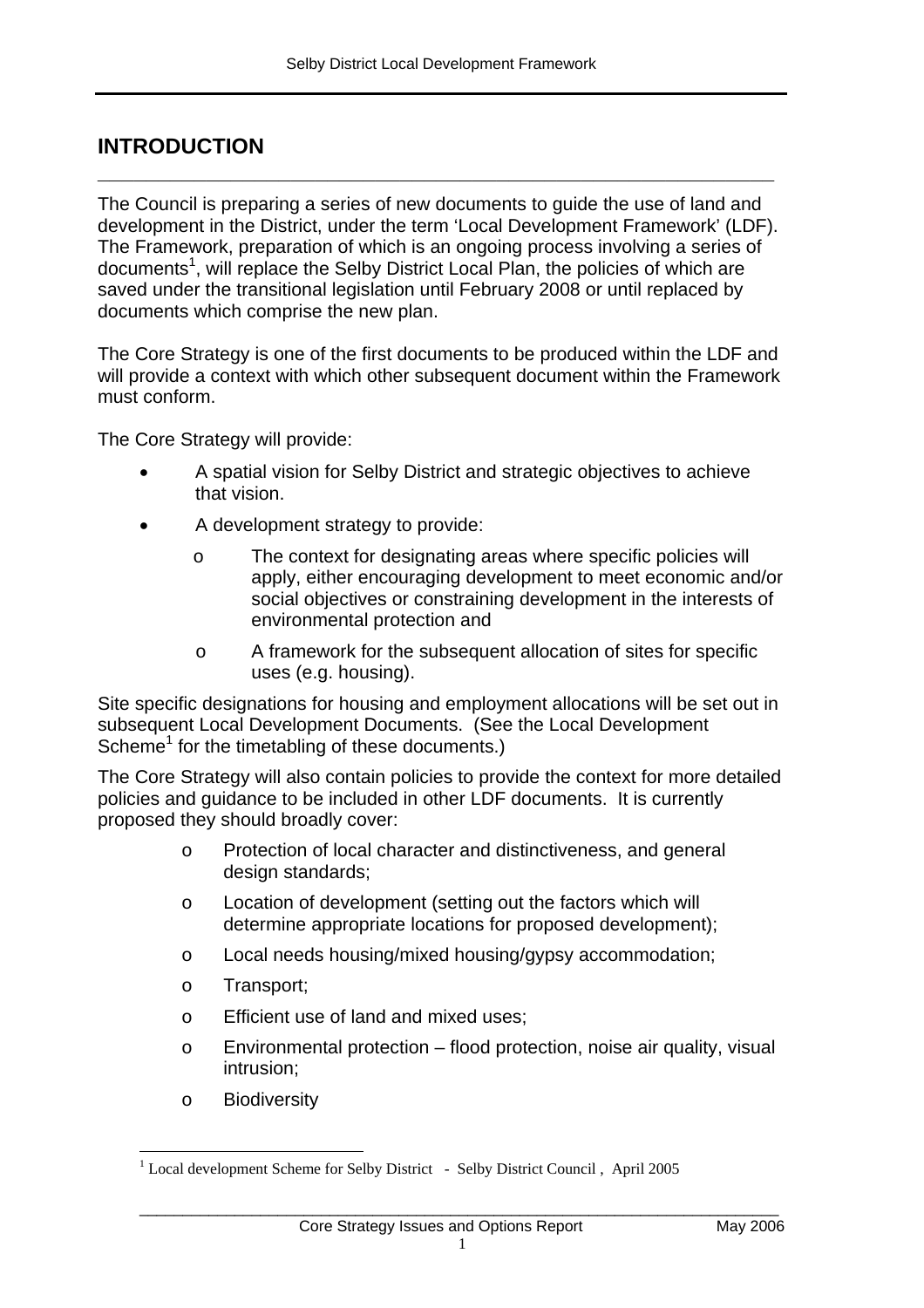# INTRODUCTION

The Council is preparing a series of new documents to guide the use of land and development in the District, under the term 'Local Development Framework' (LDF). The Framework, preparation of which is an ongoing process involving a series of documents[1], will replace the Selby District Local Plan, the policies of which are saved under the transitional legislation until February 2008 or until replaced by documents which comprise the new plan.

The Core Strategy is one of the first documents to be produced within the LDF and will provide a context with which other subsequent document within the Framework must conform.

The Core Strategy will provide:

- A spatial vision for Selby District and strategic objectives to achieve that vision.
- A development strategy to provide:
  - The context for designating areas where specific policies will apply, either encouraging development to meet economic and/or social objectives or constraining development in the interests of environmental protection and
  - A framework for the subsequent allocation of sites for specific uses (e.g. housing).

Site specific designations for housing and employment allocations will be set out in subsequent Local Development Documents. (See the Local Development Scheme[1] for the timetabling of these documents.)

The Core Strategy will also contain policies to provide the context for more detailed policies and guidance to be included in other LDF documents. It is currently proposed they should broadly cover:

- Protection of local character and distinctiveness, and general design standards;
- Location of development (setting out the factors which will determine appropriate locations for proposed development);
- Local needs housing/mixed housing/gypsy accommodation;
- Transport;
- Efficient use of land and mixed uses;
- Environmental protection – flood protection, noise air quality, visual intrusion;
- Biodiversity

[1] Local development Scheme for Selby District - Selby District Council , April 2005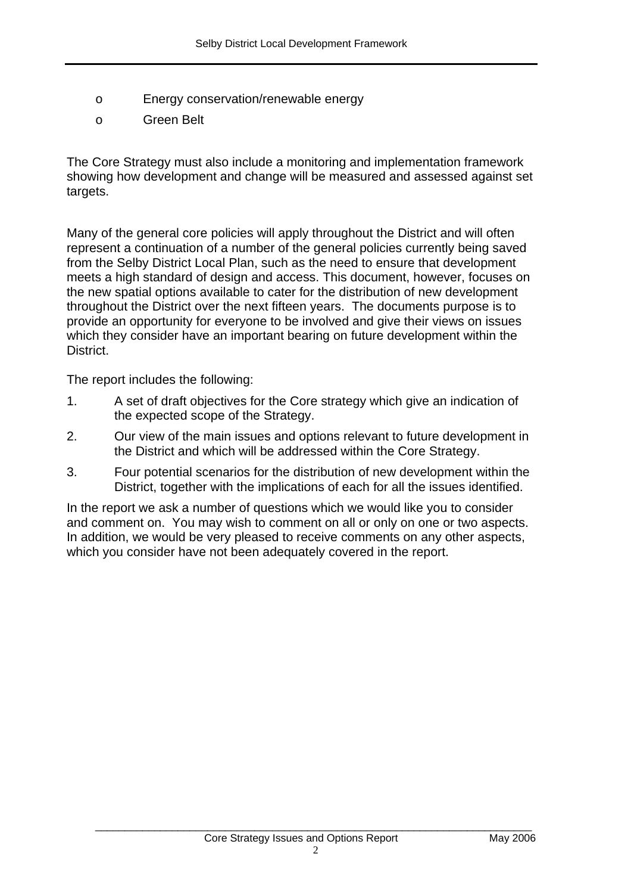- Energy conservation/renewable energy
- Green Belt

The Core Strategy must also include a monitoring and implementation framework showing how development and change will be measured and assessed against set targets.

Many of the general core policies will apply throughout the District and will often represent a continuation of a number of the general policies currently being saved from the Selby District Local Plan, such as the need to ensure that development meets a high standard of design and access. This document, however, focuses on the new spatial options available to cater for the distribution of new development throughout the District over the next fifteen years. The documents purpose is to provide an opportunity for everyone to be involved and give their views on issues which they consider have an important bearing on future development within the District.

The report includes the following:

1. A set of draft objectives for the Core strategy which give an indication of the expected scope of the Strategy.
2. Our view of the main issues and options relevant to future development in the District and which will be addressed within the Core Strategy.
3. Four potential scenarios for the distribution of new development within the District, together with the implications of each for all the issues identified.

In the report we ask a number of questions which we would like you to consider and comment on. You may wish to comment on all or only on one or two aspects. In addition, we would be very pleased to receive comments on any other aspects, which you consider have not been adequately covered in the report.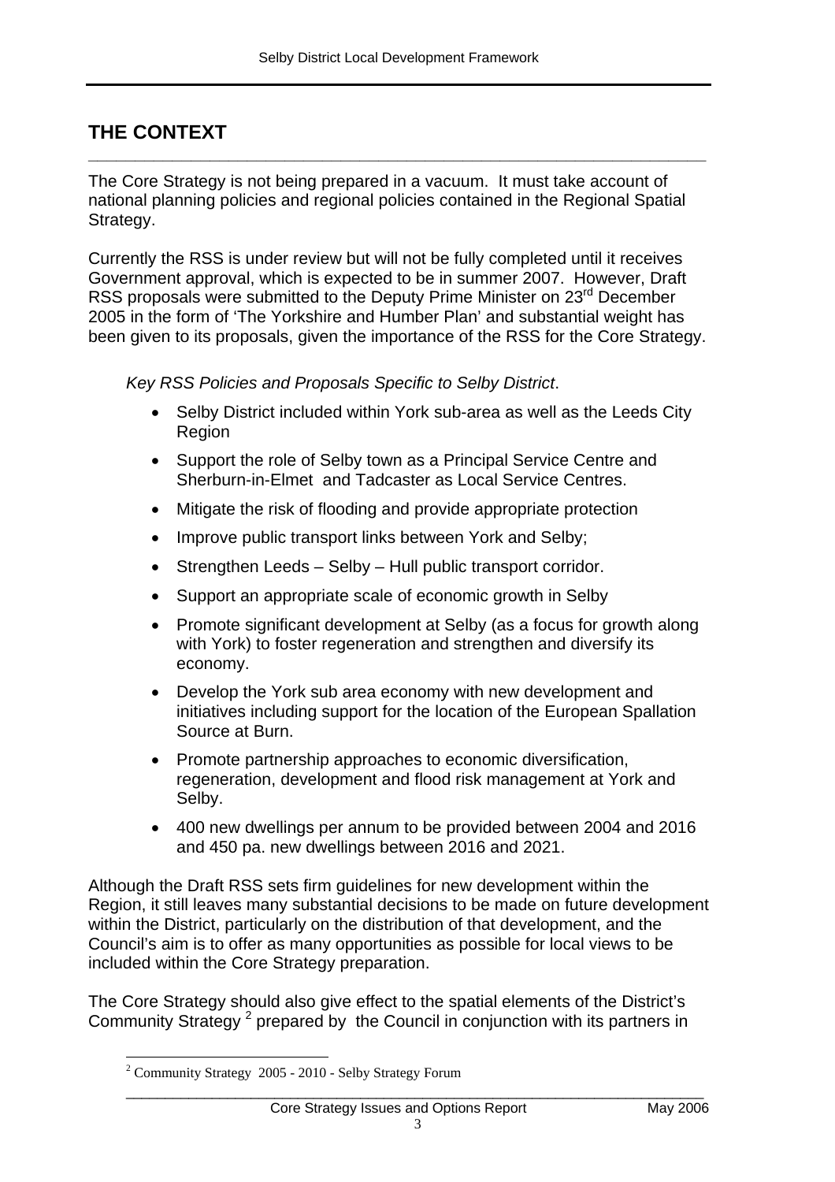# THE CONTEXT

The Core Strategy is not being prepared in a vacuum. It must take account of national planning policies and regional policies contained in the Regional Spatial Strategy.

Currently the RSS is under review but will not be fully completed until it receives Government approval, which is expected to be in summer 2007. However, Draft RSS proposals were submitted to the Deputy Prime Minister on 23rd December 2005 in the form of 'The Yorkshire and Humber Plan' and substantial weight has been given to its proposals, given the importance of the RSS for the Core Strategy.

*Key RSS Policies and Proposals Specific to Selby District*.

- Selby District included within York sub-area as well as the Leeds City Region
- Support the role of Selby town as a Principal Service Centre and Sherburn-in-Elmet and Tadcaster as Local Service Centres.
- Mitigate the risk of flooding and provide appropriate protection
- Improve public transport links between York and Selby;
- Strengthen Leeds – Selby – Hull public transport corridor.
- Support an appropriate scale of economic growth in Selby
- Promote significant development at Selby (as a focus for growth along with York) to foster regeneration and strengthen and diversify its economy.
- Develop the York sub area economy with new development and initiatives including support for the location of the European Spallation Source at Burn.
- Promote partnership approaches to economic diversification, regeneration, development and flood risk management at York and Selby.
- 400 new dwellings per annum to be provided between 2004 and 2016 and 450 pa. new dwellings between 2016 and 2021.

Although the Draft RSS sets firm guidelines for new development within the Region, it still leaves many substantial decisions to be made on future development within the District, particularly on the distribution of that development, and the Council's aim is to offer as many opportunities as possible for local views to be included within the Core Strategy preparation.

The Core Strategy should also give effect to the spatial elements of the District's Community Strategy [2] prepared by the Council in conjunction with its partners in

[2] Community Strategy 2005 - 2010 - Selby Strategy Forum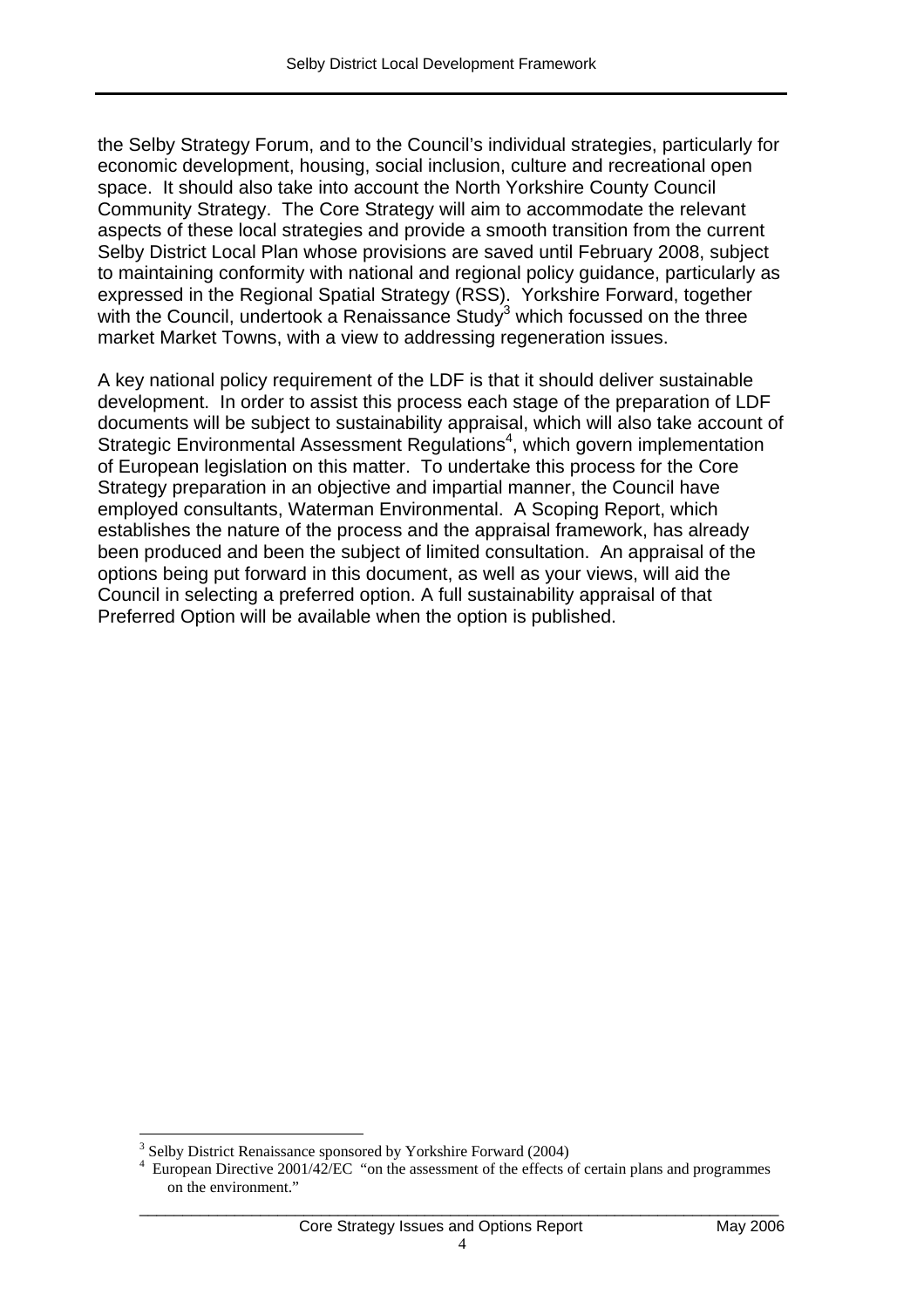the Selby Strategy Forum, and to the Council's individual strategies, particularly for economic development, housing, social inclusion, culture and recreational open space. It should also take into account the North Yorkshire County Council Community Strategy. The Core Strategy will aim to accommodate the relevant aspects of these local strategies and provide a smooth transition from the current Selby District Local Plan whose provisions are saved until February 2008, subject to maintaining conformity with national and regional policy guidance, particularly as expressed in the Regional Spatial Strategy (RSS). Yorkshire Forward, together with the Council, undertook a Renaissance Study[3] which focussed on the three market Market Towns, with a view to addressing regeneration issues.

A key national policy requirement of the LDF is that it should deliver sustainable development. In order to assist this process each stage of the preparation of LDF documents will be subject to sustainability appraisal, which will also take account of Strategic Environmental Assessment Regulations[4], which govern implementation of European legislation on this matter. To undertake this process for the Core Strategy preparation in an objective and impartial manner, the Council have employed consultants, Waterman Environmental. A Scoping Report, which establishes the nature of the process and the appraisal framework, has already been produced and been the subject of limited consultation. An appraisal of the options being put forward in this document, as well as your views, will aid the Council in selecting a preferred option. A full sustainability appraisal of that Preferred Option will be available when the option is published.

[3] Selby District Renaissance sponsored by Yorkshire Forward (2004)

[4] European Directive 2001/42/EC "on the assessment of the effects of certain plans and programmes on the environment."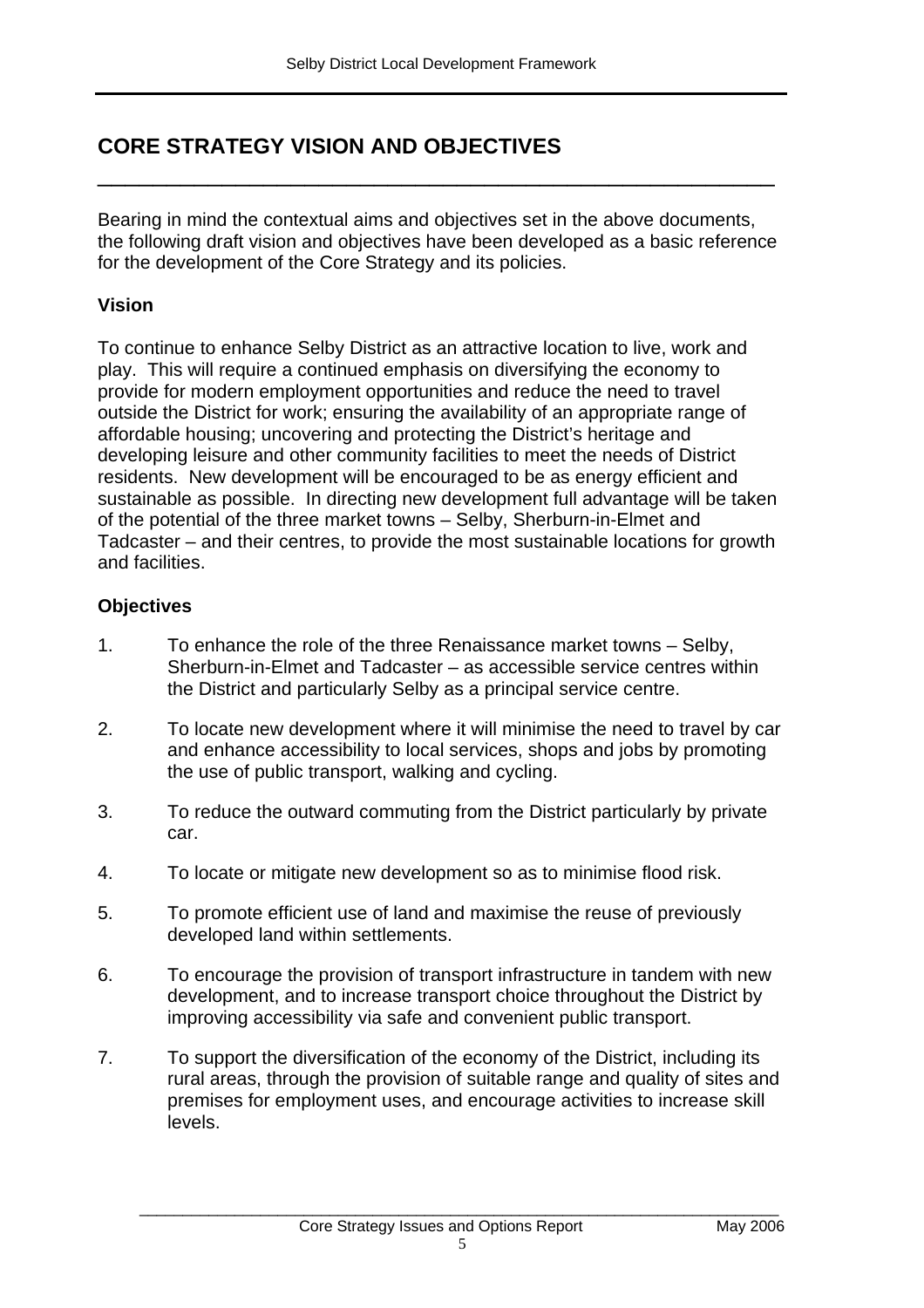# CORE STRATEGY VISION AND OBJECTIVES

Bearing in mind the contextual aims and objectives set in the above documents, the following draft vision and objectives have been developed as a basic reference for the development of the Core Strategy and its policies.

### Vision

To continue to enhance Selby District as an attractive location to live, work and play. This will require a continued emphasis on diversifying the economy to provide for modern employment opportunities and reduce the need to travel outside the District for work; ensuring the availability of an appropriate range of affordable housing; uncovering and protecting the District's heritage and developing leisure and other community facilities to meet the needs of District residents. New development will be encouraged to be as energy efficient and sustainable as possible. In directing new development full advantage will be taken of the potential of the three market towns – Selby, Sherburn-in-Elmet and Tadcaster – and their centres, to provide the most sustainable locations for growth and facilities.

### Objectives

1. To enhance the role of the three Renaissance market towns – Selby, Sherburn-in-Elmet and Tadcaster – as accessible service centres within the District and particularly Selby as a principal service centre.

2. To locate new development where it will minimise the need to travel by car and enhance accessibility to local services, shops and jobs by promoting the use of public transport, walking and cycling.

3. To reduce the outward commuting from the District particularly by private car.

4. To locate or mitigate new development so as to minimise flood risk.

5. To promote efficient use of land and maximise the reuse of previously developed land within settlements.

6. To encourage the provision of transport infrastructure in tandem with new development, and to increase transport choice throughout the District by improving accessibility via safe and convenient public transport.

7. To support the diversification of the economy of the District, including its rural areas, through the provision of suitable range and quality of sites and premises for employment uses, and encourage activities to increase skill levels.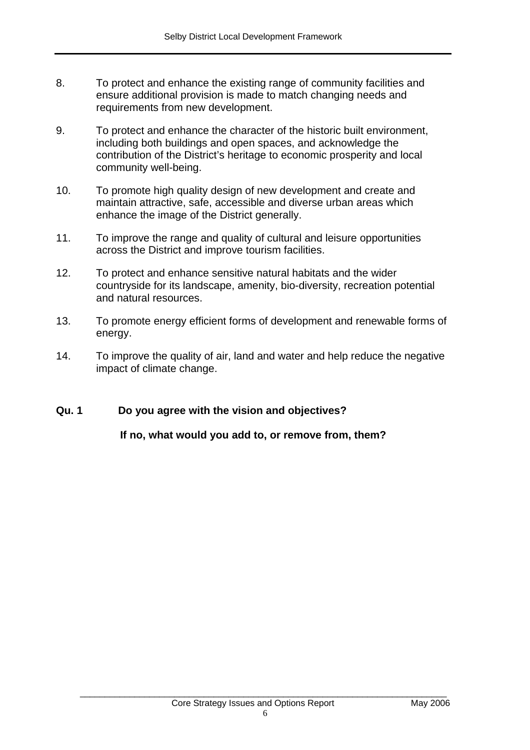8. To protect and enhance the existing range of community facilities and ensure additional provision is made to match changing needs and requirements from new development.

9. To protect and enhance the character of the historic built environment, including both buildings and open spaces, and acknowledge the contribution of the District's heritage to economic prosperity and local community well-being.

10. To promote high quality design of new development and create and maintain attractive, safe, accessible and diverse urban areas which enhance the image of the District generally.

11. To improve the range and quality of cultural and leisure opportunities across the District and improve tourism facilities.

12. To protect and enhance sensitive natural habitats and the wider countryside for its landscape, amenity, bio-diversity, recreation potential and natural resources.

13. To promote energy efficient forms of development and renewable forms of energy.

14. To improve the quality of air, land and water and help reduce the negative impact of climate change.

**Qu. 1 Do you agree with the vision and objectives?**

**If no, what would you add to, or remove from, them?**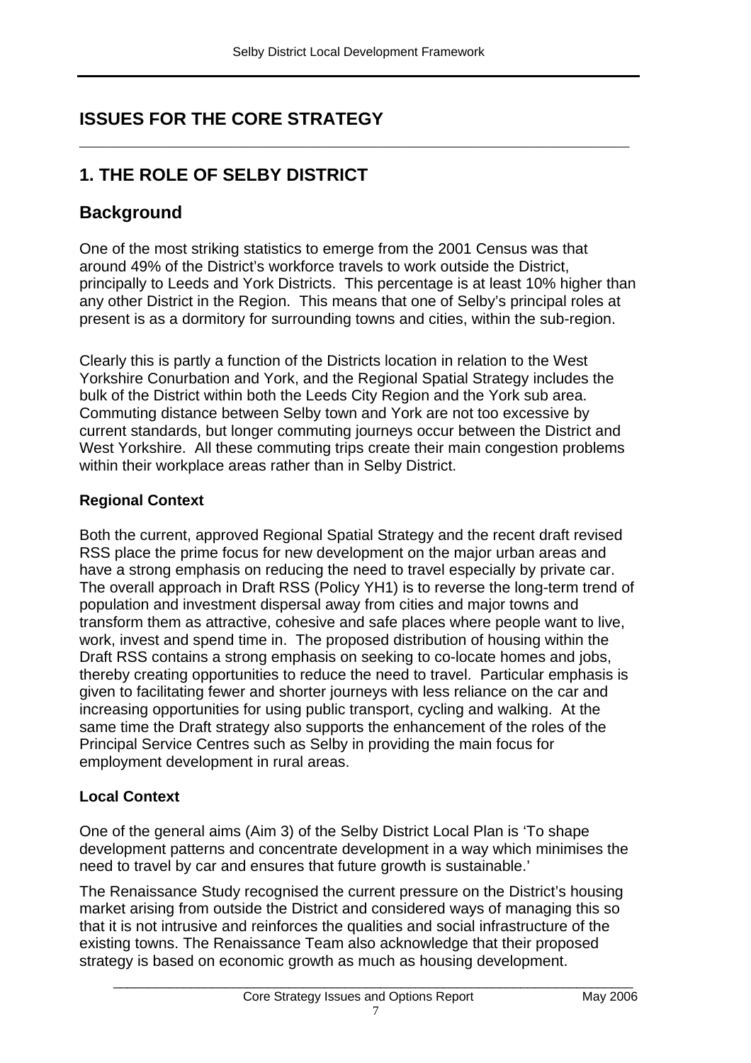# ISSUES FOR THE CORE STRATEGY

## 1. THE ROLE OF SELBY DISTRICT

## Background

One of the most striking statistics to emerge from the 2001 Census was that around 49% of the District's workforce travels to work outside the District, principally to Leeds and York Districts. This percentage is at least 10% higher than any other District in the Region. This means that one of Selby's principal roles at present is as a dormitory for surrounding towns and cities, within the sub-region.

Clearly this is partly a function of the Districts location in relation to the West Yorkshire Conurbation and York, and the Regional Spatial Strategy includes the bulk of the District within both the Leeds City Region and the York sub area. Commuting distance between Selby town and York are not too excessive by current standards, but longer commuting journeys occur between the District and West Yorkshire. All these commuting trips create their main congestion problems within their workplace areas rather than in Selby District.

### Regional Context

Both the current, approved Regional Spatial Strategy and the recent draft revised RSS place the prime focus for new development on the major urban areas and have a strong emphasis on reducing the need to travel especially by private car. The overall approach in Draft RSS (Policy YH1) is to reverse the long-term trend of population and investment dispersal away from cities and major towns and transform them as attractive, cohesive and safe places where people want to live, work, invest and spend time in. The proposed distribution of housing within the Draft RSS contains a strong emphasis on seeking to co-locate homes and jobs, thereby creating opportunities to reduce the need to travel. Particular emphasis is given to facilitating fewer and shorter journeys with less reliance on the car and increasing opportunities for using public transport, cycling and walking. At the same time the Draft strategy also supports the enhancement of the roles of the Principal Service Centres such as Selby in providing the main focus for employment development in rural areas.

### Local Context

One of the general aims (Aim 3) of the Selby District Local Plan is 'To shape development patterns and concentrate development in a way which minimises the need to travel by car and ensures that future growth is sustainable.'

The Renaissance Study recognised the current pressure on the District's housing market arising from outside the District and considered ways of managing this so that it is not intrusive and reinforces the qualities and social infrastructure of the existing towns. The Renaissance Team also acknowledge that their proposed strategy is based on economic growth as much as housing development.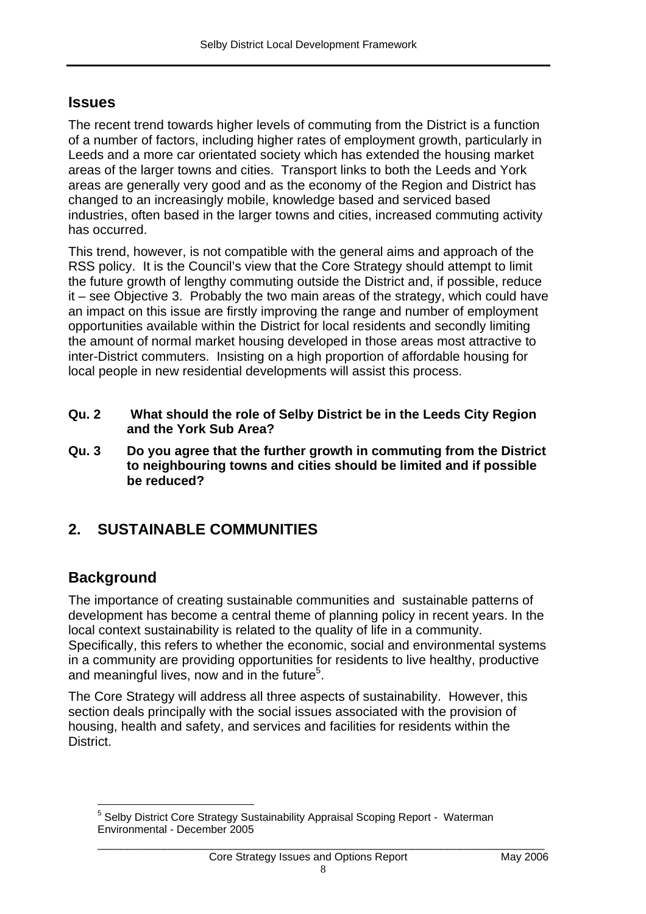## Issues

The recent trend towards higher levels of commuting from the District is a function of a number of factors, including higher rates of employment growth, particularly in Leeds and a more car orientated society which has extended the housing market areas of the larger towns and cities. Transport links to both the Leeds and York areas are generally very good and as the economy of the Region and District has changed to an increasingly mobile, knowledge based and serviced based industries, often based in the larger towns and cities, increased commuting activity has occurred.

This trend, however, is not compatible with the general aims and approach of the RSS policy. It is the Council's view that the Core Strategy should attempt to limit the future growth of lengthy commuting outside the District and, if possible, reduce it – see Objective 3. Probably the two main areas of the strategy, which could have an impact on this issue are firstly improving the range and number of employment opportunities available within the District for local residents and secondly limiting the amount of normal market housing developed in those areas most attractive to inter-District commuters. Insisting on a high proportion of affordable housing for local people in new residential developments will assist this process.

**Qu. 2 What should the role of Selby District be in the Leeds City Region and the York Sub Area?**

**Qu. 3 Do you agree that the further growth in commuting from the District to neighbouring towns and cities should be limited and if possible be reduced?**

# 2. SUSTAINABLE COMMUNITIES

## Background

The importance of creating sustainable communities and sustainable patterns of development has become a central theme of planning policy in recent years. In the local context sustainability is related to the quality of life in a community. Specifically, this refers to whether the economic, social and environmental systems in a community are providing opportunities for residents to live healthy, productive and meaningful lives, now and in the future[5].

The Core Strategy will address all three aspects of sustainability. However, this section deals principally with the social issues associated with the provision of housing, health and safety, and services and facilities for residents within the District.

[5] Selby District Core Strategy Sustainability Appraisal Scoping Report - Waterman Environmental - December 2005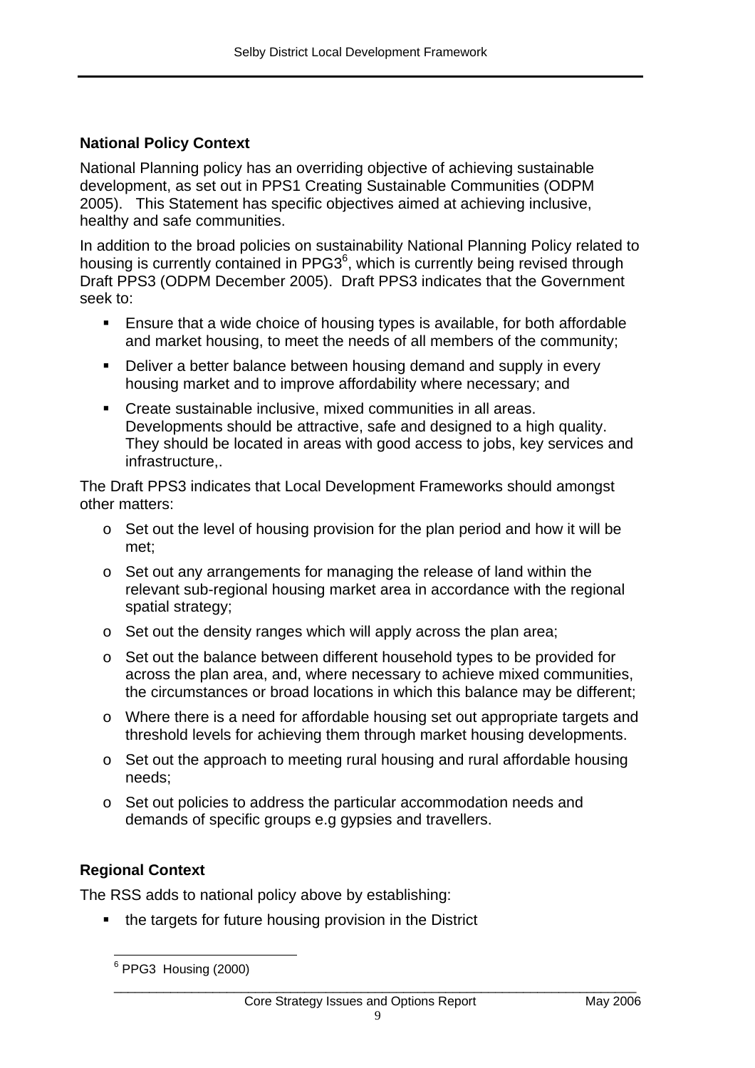## National Policy Context

National Planning policy has an overriding objective of achieving sustainable development, as set out in PPS1 Creating Sustainable Communities (ODPM 2005). This Statement has specific objectives aimed at achieving inclusive, healthy and safe communities.

In addition to the broad policies on sustainability National Planning Policy related to housing is currently contained in PPG3[6], which is currently being revised through Draft PPS3 (ODPM December 2005). Draft PPS3 indicates that the Government seek to:

- Ensure that a wide choice of housing types is available, for both affordable and market housing, to meet the needs of all members of the community;
- Deliver a better balance between housing demand and supply in every housing market and to improve affordability where necessary; and
- Create sustainable inclusive, mixed communities in all areas. Developments should be attractive, safe and designed to a high quality. They should be located in areas with good access to jobs, key services and infrastructure,.

The Draft PPS3 indicates that Local Development Frameworks should amongst other matters:

- o Set out the level of housing provision for the plan period and how it will be met;
- o Set out any arrangements for managing the release of land within the relevant sub-regional housing market area in accordance with the regional spatial strategy;
- o Set out the density ranges which will apply across the plan area;
- o Set out the balance between different household types to be provided for across the plan area, and, where necessary to achieve mixed communities, the circumstances or broad locations in which this balance may be different;
- o Where there is a need for affordable housing set out appropriate targets and threshold levels for achieving them through market housing developments.
- o Set out the approach to meeting rural housing and rural affordable housing needs;
- o Set out policies to address the particular accommodation needs and demands of specific groups e.g gypsies and travellers.

## Regional Context

The RSS adds to national policy above by establishing:

- the targets for future housing provision in the District

[6] PPG3 Housing (2000)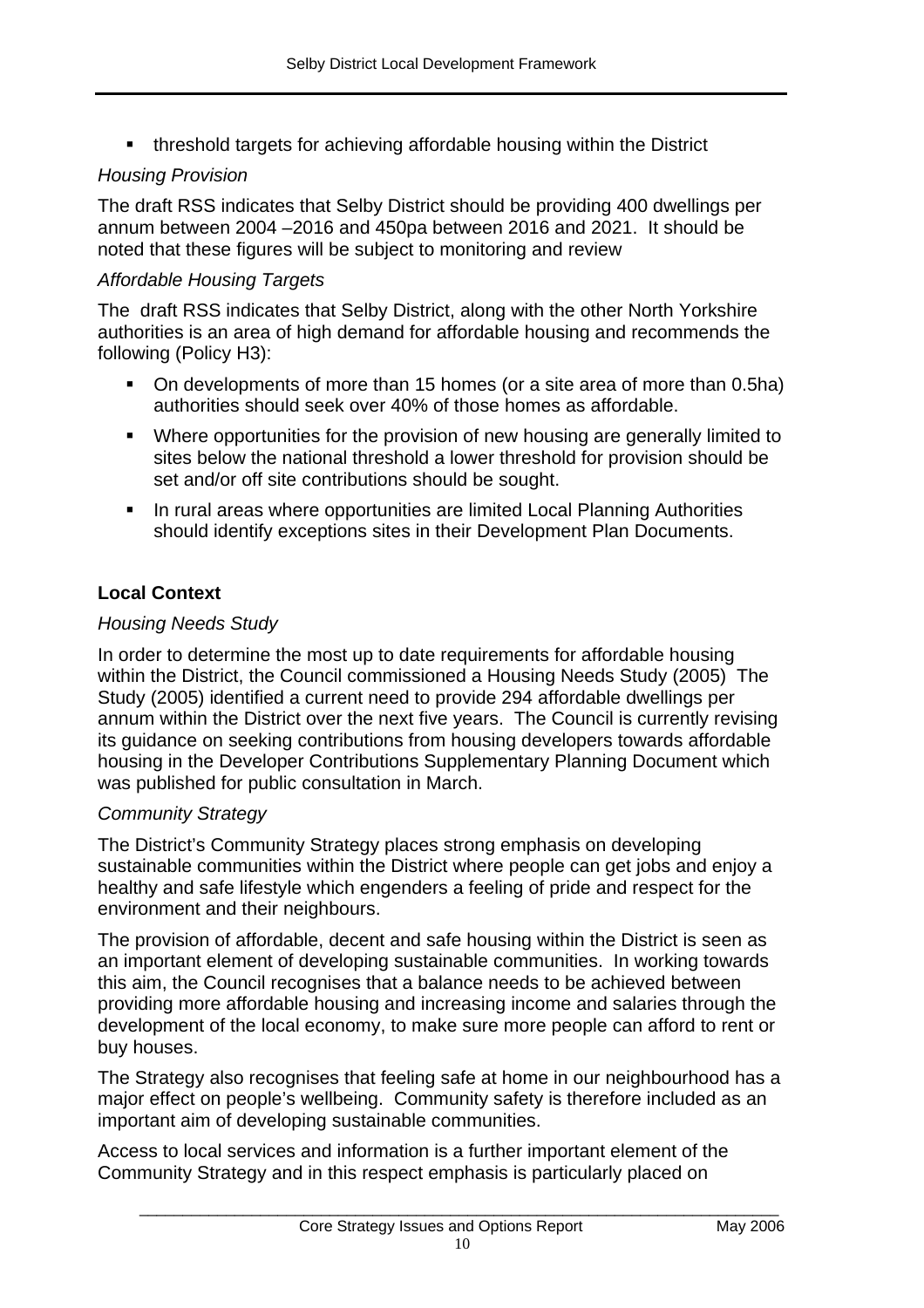- threshold targets for achieving affordable housing within the District

*Housing Provision*

The draft RSS indicates that Selby District should be providing 400 dwellings per annum between 2004 –2016 and 450pa between 2016 and 2021. It should be noted that these figures will be subject to monitoring and review

*Affordable Housing Targets*

The draft RSS indicates that Selby District, along with the other North Yorkshire authorities is an area of high demand for affordable housing and recommends the following (Policy H3):

- On developments of more than 15 homes (or a site area of more than 0.5ha) authorities should seek over 40% of those homes as affordable.
- Where opportunities for the provision of new housing are generally limited to sites below the national threshold a lower threshold for provision should be set and/or off site contributions should be sought.
- In rural areas where opportunities are limited Local Planning Authorities should identify exceptions sites in their Development Plan Documents.

**Local Context**

*Housing Needs Study*

In order to determine the most up to date requirements for affordable housing within the District, the Council commissioned a Housing Needs Study (2005) The Study (2005) identified a current need to provide 294 affordable dwellings per annum within the District over the next five years. The Council is currently revising its guidance on seeking contributions from housing developers towards affordable housing in the Developer Contributions Supplementary Planning Document which was published for public consultation in March.

*Community Strategy*

The District's Community Strategy places strong emphasis on developing sustainable communities within the District where people can get jobs and enjoy a healthy and safe lifestyle which engenders a feeling of pride and respect for the environment and their neighbours.

The provision of affordable, decent and safe housing within the District is seen as an important element of developing sustainable communities. In working towards this aim, the Council recognises that a balance needs to be achieved between providing more affordable housing and increasing income and salaries through the development of the local economy, to make sure more people can afford to rent or buy houses.

The Strategy also recognises that feeling safe at home in our neighbourhood has a major effect on people's wellbeing. Community safety is therefore included as an important aim of developing sustainable communities.

Access to local services and information is a further important element of the Community Strategy and in this respect emphasis is particularly placed on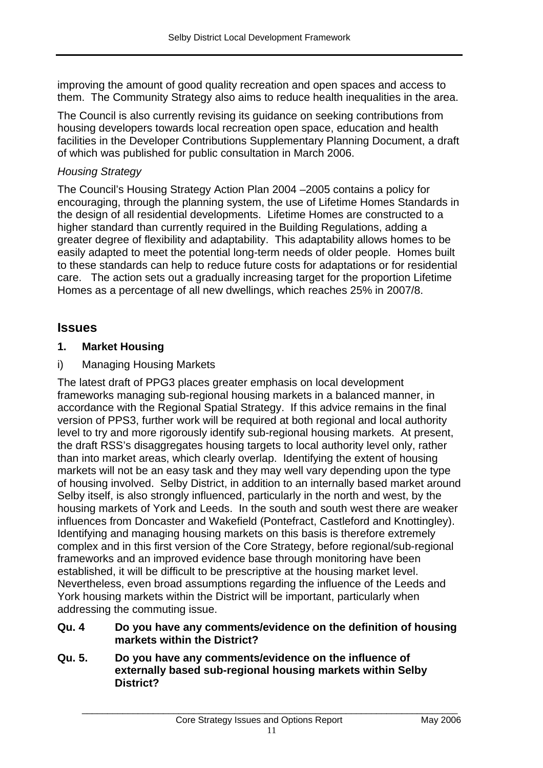improving the amount of good quality recreation and open spaces and access to them. The Community Strategy also aims to reduce health inequalities in the area.

The Council is also currently revising its guidance on seeking contributions from housing developers towards local recreation open space, education and health facilities in the Developer Contributions Supplementary Planning Document, a draft of which was published for public consultation in March 2006.

*Housing Strategy*

The Council's Housing Strategy Action Plan 2004 –2005 contains a policy for encouraging, through the planning system, the use of Lifetime Homes Standards in the design of all residential developments. Lifetime Homes are constructed to a higher standard than currently required in the Building Regulations, adding a greater degree of flexibility and adaptability. This adaptability allows homes to be easily adapted to meet the potential long-term needs of older people. Homes built to these standards can help to reduce future costs for adaptations or for residential care. The action sets out a gradually increasing target for the proportion Lifetime Homes as a percentage of all new dwellings, which reaches 25% in 2007/8.

## Issues

### 1. Market Housing

i) Managing Housing Markets

The latest draft of PPG3 places greater emphasis on local development frameworks managing sub-regional housing markets in a balanced manner, in accordance with the Regional Spatial Strategy. If this advice remains in the final version of PPS3, further work will be required at both regional and local authority level to try and more rigorously identify sub-regional housing markets. At present, the draft RSS's disaggregates housing targets to local authority level only, rather than into market areas, which clearly overlap. Identifying the extent of housing markets will not be an easy task and they may well vary depending upon the type of housing involved. Selby District, in addition to an internally based market around Selby itself, is also strongly influenced, particularly in the north and west, by the housing markets of York and Leeds. In the south and south west there are weaker influences from Doncaster and Wakefield (Pontefract, Castleford and Knottingley). Identifying and managing housing markets on this basis is therefore extremely complex and in this first version of the Core Strategy, before regional/sub-regional frameworks and an improved evidence base through monitoring have been established, it will be difficult to be prescriptive at the housing market level. Nevertheless, even broad assumptions regarding the influence of the Leeds and York housing markets within the District will be important, particularly when addressing the commuting issue.

**Qu. 4 Do you have any comments/evidence on the definition of housing markets within the District?**

**Qu. 5. Do you have any comments/evidence on the influence of externally based sub-regional housing markets within Selby District?**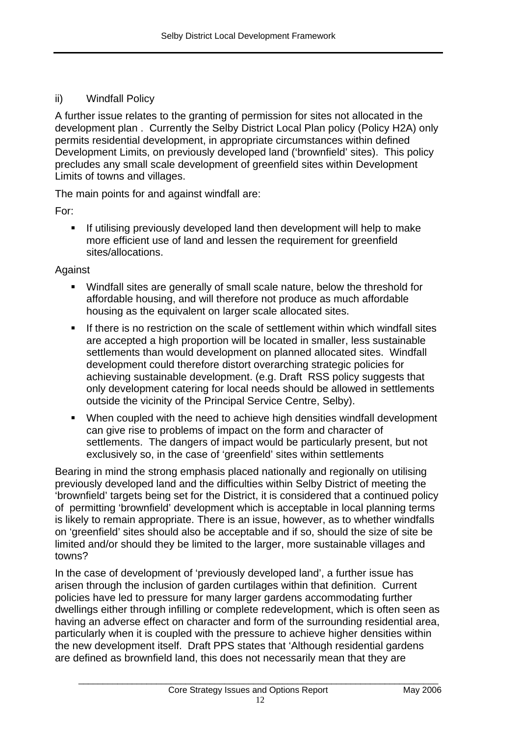### ii) Windfall Policy

A further issue relates to the granting of permission for sites not allocated in the development plan . Currently the Selby District Local Plan policy (Policy H2A) only permits residential development, in appropriate circumstances within defined Development Limits, on previously developed land ('brownfield' sites). This policy precludes any small scale development of greenfield sites within Development Limits of towns and villages.

The main points for and against windfall are:

For:

- If utilising previously developed land then development will help to make more efficient use of land and lessen the requirement for greenfield sites/allocations.

Against

- Windfall sites are generally of small scale nature, below the threshold for affordable housing, and will therefore not produce as much affordable housing as the equivalent on larger scale allocated sites.
- If there is no restriction on the scale of settlement within which windfall sites are accepted a high proportion will be located in smaller, less sustainable settlements than would development on planned allocated sites. Windfall development could therefore distort overarching strategic policies for achieving sustainable development. (e.g. Draft RSS policy suggests that only development catering for local needs should be allowed in settlements outside the vicinity of the Principal Service Centre, Selby).
- When coupled with the need to achieve high densities windfall development can give rise to problems of impact on the form and character of settlements. The dangers of impact would be particularly present, but not exclusively so, in the case of 'greenfield' sites within settlements

Bearing in mind the strong emphasis placed nationally and regionally on utilising previously developed land and the difficulties within Selby District of meeting the 'brownfield' targets being set for the District, it is considered that a continued policy of permitting 'brownfield' development which is acceptable in local planning terms is likely to remain appropriate. There is an issue, however, as to whether windfalls on 'greenfield' sites should also be acceptable and if so, should the size of site be limited and/or should they be limited to the larger, more sustainable villages and towns?

In the case of development of 'previously developed land', a further issue has arisen through the inclusion of garden curtilages within that definition. Current policies have led to pressure for many larger gardens accommodating further dwellings either through infilling or complete redevelopment, which is often seen as having an adverse effect on character and form of the surrounding residential area, particularly when it is coupled with the pressure to achieve higher densities within the new development itself. Draft PPS states that 'Although residential gardens are defined as brownfield land, this does not necessarily mean that they are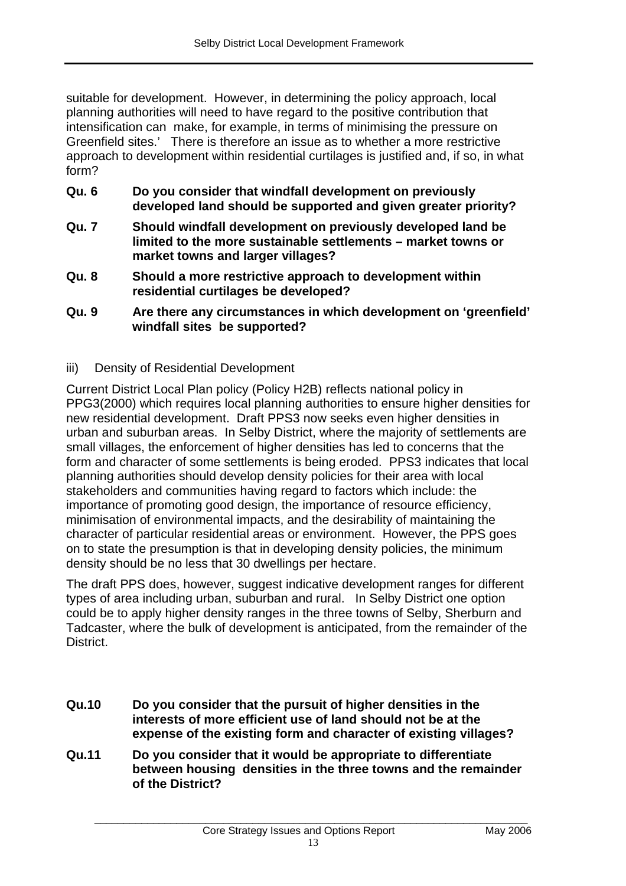suitable for development. However, in determining the policy approach, local planning authorities will need to have regard to the positive contribution that intensification can make, for example, in terms of minimising the pressure on Greenfield sites.' There is therefore an issue as to whether a more restrictive approach to development within residential curtilages is justified and, if so, in what form?

**Qu. 6 Do you consider that windfall development on previously developed land should be supported and given greater priority?**

**Qu. 7 Should windfall development on previously developed land be limited to the more sustainable settlements – market towns or market towns and larger villages?**

**Qu. 8 Should a more restrictive approach to development within residential curtilages be developed?**

**Qu. 9 Are there any circumstances in which development on 'greenfield' windfall sites be supported?**

iii) Density of Residential Development

Current District Local Plan policy (Policy H2B) reflects national policy in PPG3(2000) which requires local planning authorities to ensure higher densities for new residential development. Draft PPS3 now seeks even higher densities in urban and suburban areas. In Selby District, where the majority of settlements are small villages, the enforcement of higher densities has led to concerns that the form and character of some settlements is being eroded. PPS3 indicates that local planning authorities should develop density policies for their area with local stakeholders and communities having regard to factors which include: the importance of promoting good design, the importance of resource efficiency, minimisation of environmental impacts, and the desirability of maintaining the character of particular residential areas or environment. However, the PPS goes on to state the presumption is that in developing density policies, the minimum density should be no less that 30 dwellings per hectare.

The draft PPS does, however, suggest indicative development ranges for different types of area including urban, suburban and rural. In Selby District one option could be to apply higher density ranges in the three towns of Selby, Sherburn and Tadcaster, where the bulk of development is anticipated, from the remainder of the District.

**Qu.10 Do you consider that the pursuit of higher densities in the interests of more efficient use of land should not be at the expense of the existing form and character of existing villages?**

**Qu.11 Do you consider that it would be appropriate to differentiate between housing densities in the three towns and the remainder of the District?**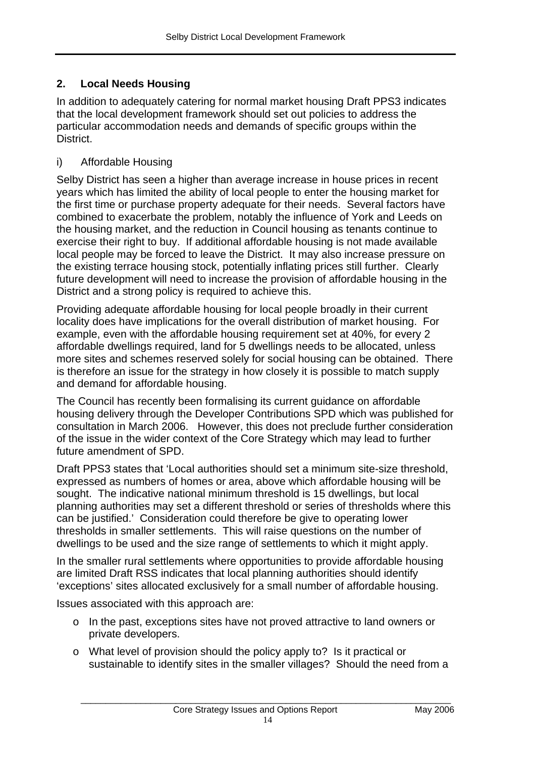## 2. Local Needs Housing

In addition to adequately catering for normal market housing Draft PPS3 indicates that the local development framework should set out policies to address the particular accommodation needs and demands of specific groups within the District.

### i) Affordable Housing

Selby District has seen a higher than average increase in house prices in recent years which has limited the ability of local people to enter the housing market for the first time or purchase property adequate for their needs. Several factors have combined to exacerbate the problem, notably the influence of York and Leeds on the housing market, and the reduction in Council housing as tenants continue to exercise their right to buy. If additional affordable housing is not made available local people may be forced to leave the District. It may also increase pressure on the existing terrace housing stock, potentially inflating prices still further. Clearly future development will need to increase the provision of affordable housing in the District and a strong policy is required to achieve this.

Providing adequate affordable housing for local people broadly in their current locality does have implications for the overall distribution of market housing. For example, even with the affordable housing requirement set at 40%, for every 2 affordable dwellings required, land for 5 dwellings needs to be allocated, unless more sites and schemes reserved solely for social housing can be obtained. There is therefore an issue for the strategy in how closely it is possible to match supply and demand for affordable housing.

The Council has recently been formalising its current guidance on affordable housing delivery through the Developer Contributions SPD which was published for consultation in March 2006. However, this does not preclude further consideration of the issue in the wider context of the Core Strategy which may lead to further future amendment of SPD.

Draft PPS3 states that 'Local authorities should set a minimum site-size threshold, expressed as numbers of homes or area, above which affordable housing will be sought. The indicative national minimum threshold is 15 dwellings, but local planning authorities may set a different threshold or series of thresholds where this can be justified.' Consideration could therefore be give to operating lower thresholds in smaller settlements. This will raise questions on the number of dwellings to be used and the size range of settlements to which it might apply.

In the smaller rural settlements where opportunities to provide affordable housing are limited Draft RSS indicates that local planning authorities should identify 'exceptions' sites allocated exclusively for a small number of affordable housing.

Issues associated with this approach are:

- In the past, exceptions sites have not proved attractive to land owners or private developers.
- What level of provision should the policy apply to? Is it practical or sustainable to identify sites in the smaller villages? Should the need from a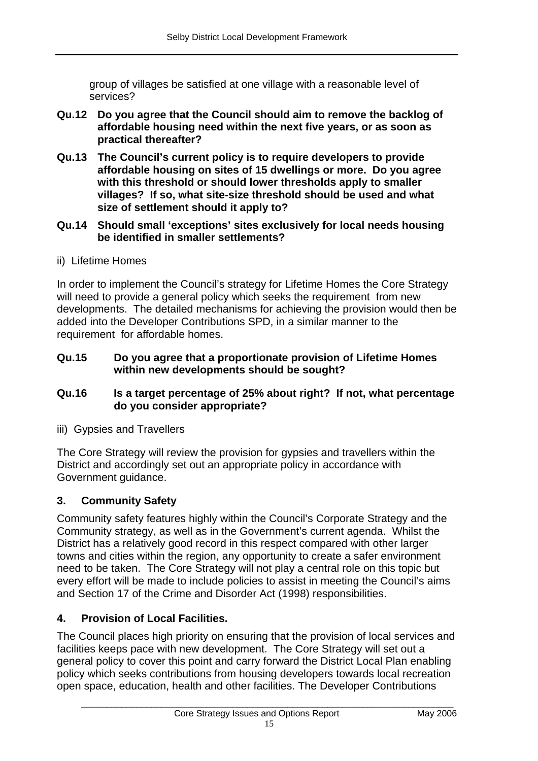group of villages be satisfied at one village with a reasonable level of services?

**Qu.12 Do you agree that the Council should aim to remove the backlog of affordable housing need within the next five years, or as soon as practical thereafter?**

**Qu.13 The Council's current policy is to require developers to provide affordable housing on sites of 15 dwellings or more. Do you agree with this threshold or should lower thresholds apply to smaller villages? If so, what site-size threshold should be used and what size of settlement should it apply to?**

**Qu.14 Should small 'exceptions' sites exclusively for local needs housing be identified in smaller settlements?**

ii) Lifetime Homes

In order to implement the Council's strategy for Lifetime Homes the Core Strategy will need to provide a general policy which seeks the requirement from new developments. The detailed mechanisms for achieving the provision would then be added into the Developer Contributions SPD, in a similar manner to the requirement for affordable homes.

**Qu.15 Do you agree that a proportionate provision of Lifetime Homes within new developments should be sought?**

**Qu.16 Is a target percentage of 25% about right? If not, what percentage do you consider appropriate?**

iii) Gypsies and Travellers

The Core Strategy will review the provision for gypsies and travellers within the District and accordingly set out an appropriate policy in accordance with Government guidance.

## 3. Community Safety

Community safety features highly within the Council's Corporate Strategy and the Community strategy, as well as in the Government's current agenda. Whilst the District has a relatively good record in this respect compared with other larger towns and cities within the region, any opportunity to create a safer environment need to be taken. The Core Strategy will not play a central role on this topic but every effort will be made to include policies to assist in meeting the Council's aims and Section 17 of the Crime and Disorder Act (1998) responsibilities.

## 4. Provision of Local Facilities.

The Council places high priority on ensuring that the provision of local services and facilities keeps pace with new development. The Core Strategy will set out a general policy to cover this point and carry forward the District Local Plan enabling policy which seeks contributions from housing developers towards local recreation open space, education, health and other facilities. The Developer Contributions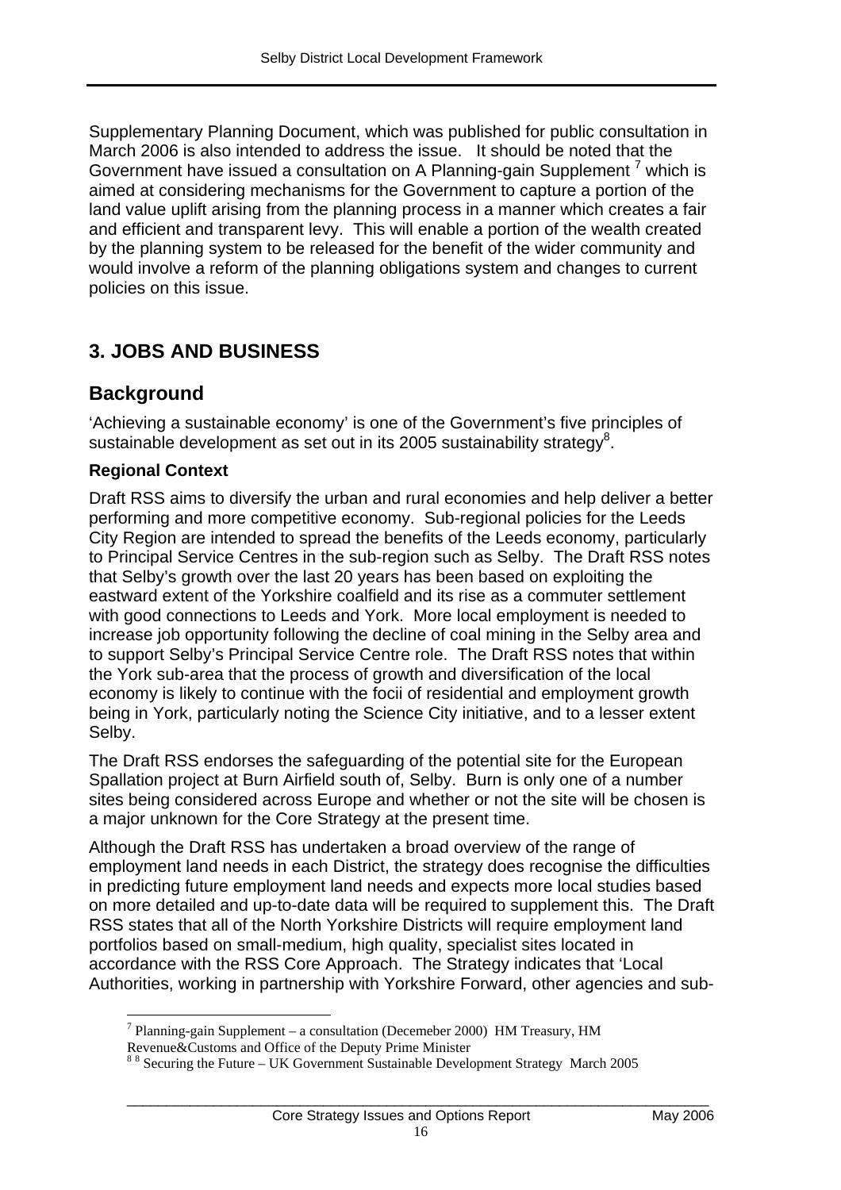Supplementary Planning Document, which was published for public consultation in March 2006 is also intended to address the issue. It should be noted that the Government have issued a consultation on A Planning-gain Supplement [7] which is aimed at considering mechanisms for the Government to capture a portion of the land value uplift arising from the planning process in a manner which creates a fair and efficient and transparent levy. This will enable a portion of the wealth created by the planning system to be released for the benefit of the wider community and would involve a reform of the planning obligations system and changes to current policies on this issue.

# 3. JOBS AND BUSINESS

## Background

'Achieving a sustainable economy' is one of the Government's five principles of sustainable development as set out in its 2005 sustainability strategy[8].

### Regional Context

Draft RSS aims to diversify the urban and rural economies and help deliver a better performing and more competitive economy. Sub-regional policies for the Leeds City Region are intended to spread the benefits of the Leeds economy, particularly to Principal Service Centres in the sub-region such as Selby. The Draft RSS notes that Selby's growth over the last 20 years has been based on exploiting the eastward extent of the Yorkshire coalfield and its rise as a commuter settlement with good connections to Leeds and York. More local employment is needed to increase job opportunity following the decline of coal mining in the Selby area and to support Selby's Principal Service Centre role. The Draft RSS notes that within the York sub-area that the process of growth and diversification of the local economy is likely to continue with the focii of residential and employment growth being in York, particularly noting the Science City initiative, and to a lesser extent Selby.

The Draft RSS endorses the safeguarding of the potential site for the European Spallation project at Burn Airfield south of, Selby. Burn is only one of a number sites being considered across Europe and whether or not the site will be chosen is a major unknown for the Core Strategy at the present time.

Although the Draft RSS has undertaken a broad overview of the range of employment land needs in each District, the strategy does recognise the difficulties in predicting future employment land needs and expects more local studies based on more detailed and up-to-date data will be required to supplement this. The Draft RSS states that all of the North Yorkshire Districts will require employment land portfolios based on small-medium, high quality, specialist sites located in accordance with the RSS Core Approach. The Strategy indicates that 'Local Authorities, working in partnership with Yorkshire Forward, other agencies and sub-

---

[7] Planning-gain Supplement – a consultation (Decemeber 2000) HM Treasury, HM Revenue&Customs and Office of the Deputy Prime Minister

[8] [8] Securing the Future – UK Government Sustainable Development Strategy March 2005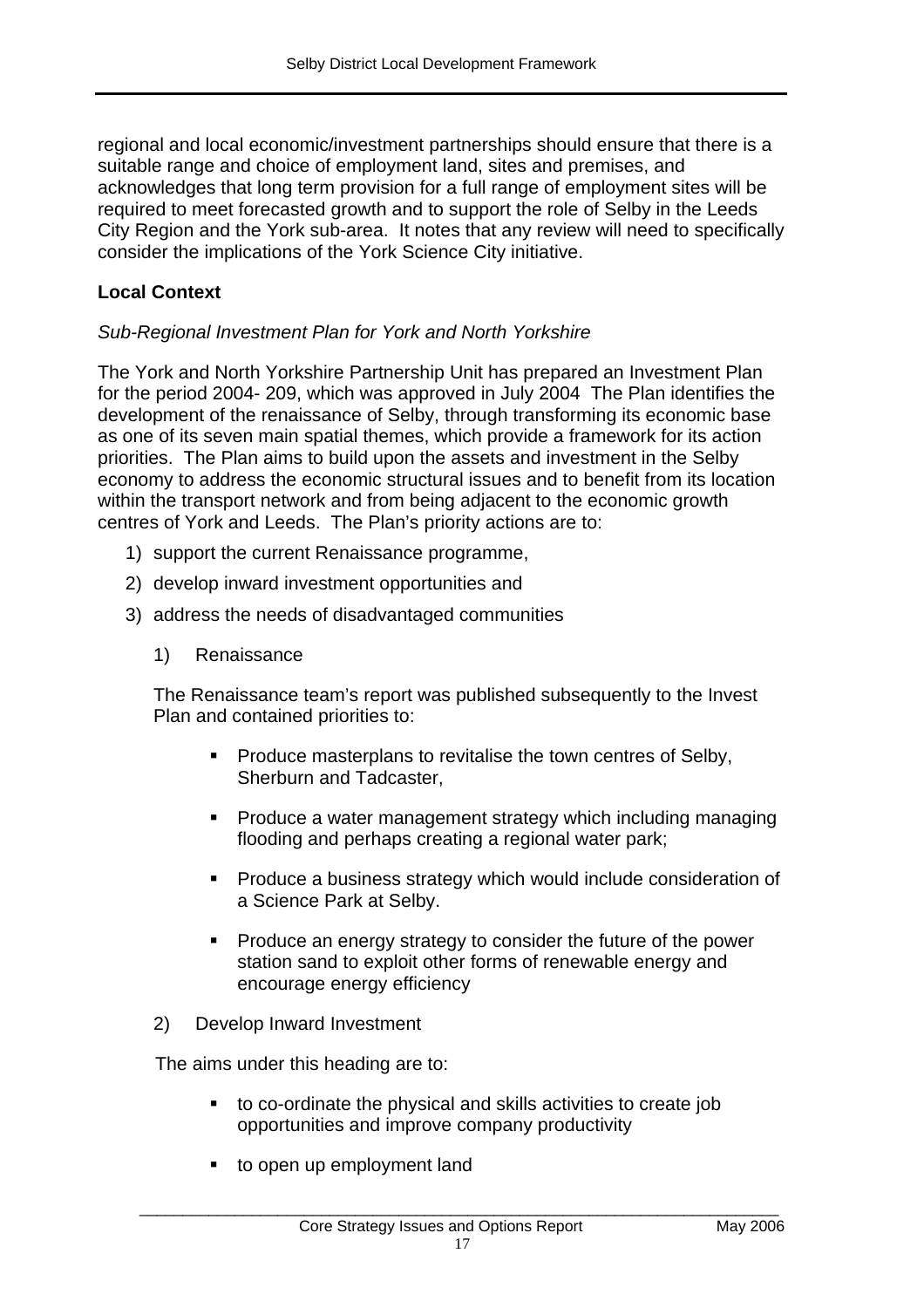regional and local economic/investment partnerships should ensure that there is a suitable range and choice of employment land, sites and premises, and acknowledges that long term provision for a full range of employment sites will be required to meet forecasted growth and to support the role of Selby in the Leeds City Region and the York sub-area. It notes that any review will need to specifically consider the implications of the York Science City initiative.

**Local Context**

*Sub-Regional Investment Plan for York and North Yorkshire*

The York and North Yorkshire Partnership Unit has prepared an Investment Plan for the period 2004- 209, which was approved in July 2004 The Plan identifies the development of the renaissance of Selby, through transforming its economic base as one of its seven main spatial themes, which provide a framework for its action priorities. The Plan aims to build upon the assets and investment in the Selby economy to address the economic structural issues and to benefit from its location within the transport network and from being adjacent to the economic growth centres of York and Leeds. The Plan's priority actions are to:

1) support the current Renaissance programme,
2) develop inward investment opportunities and
3) address the needs of disadvantaged communities

1) Renaissance

The Renaissance team's report was published subsequently to the Invest Plan and contained priorities to:

- Produce masterplans to revitalise the town centres of Selby, Sherburn and Tadcaster,
- Produce a water management strategy which including managing flooding and perhaps creating a regional water park;
- Produce a business strategy which would include consideration of a Science Park at Selby.
- Produce an energy strategy to consider the future of the power station sand to exploit other forms of renewable energy and encourage energy efficiency

2) Develop Inward Investment

The aims under this heading are to:

- to co-ordinate the physical and skills activities to create job opportunities and improve company productivity
- to open up employment land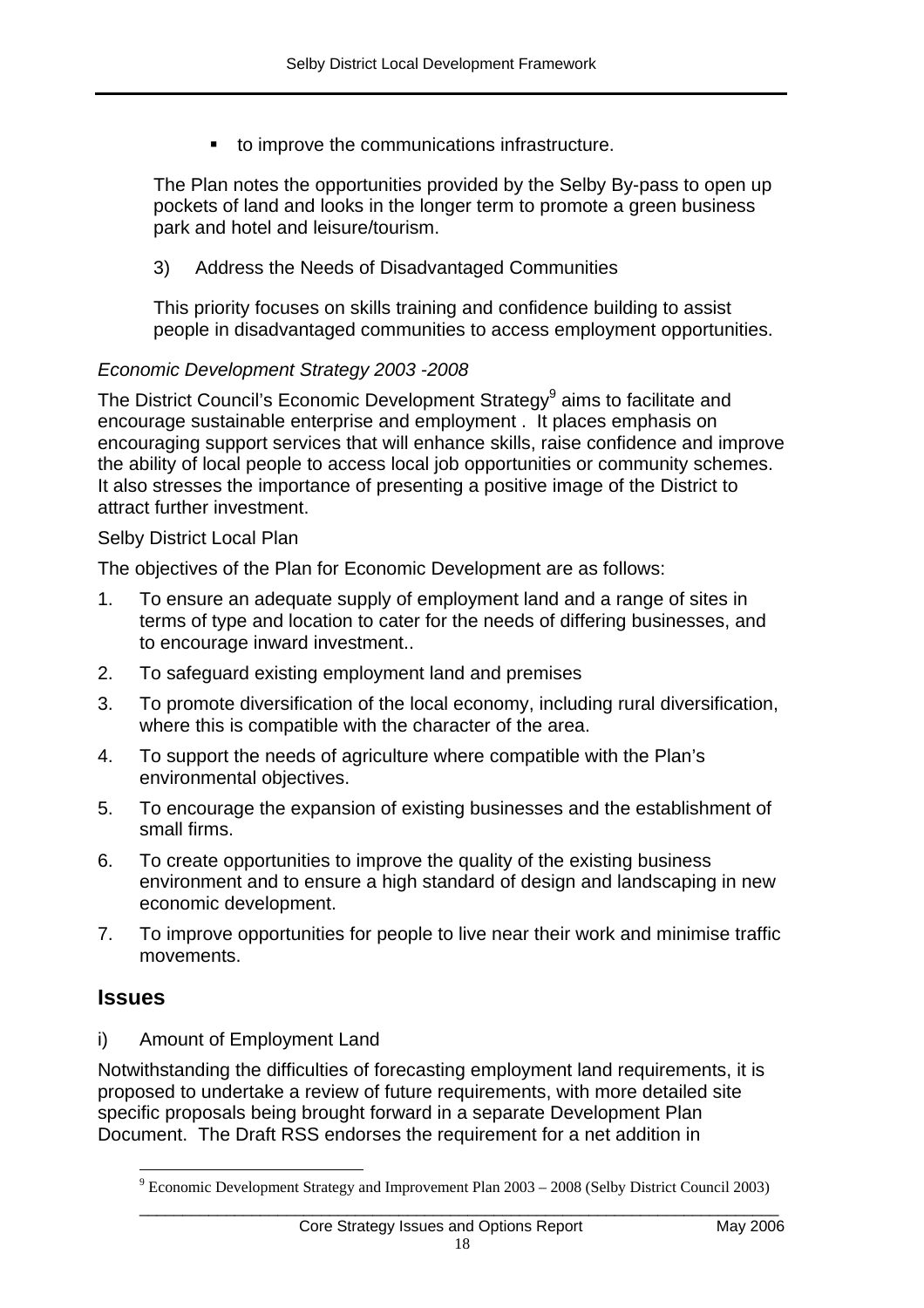- to improve the communications infrastructure.

The Plan notes the opportunities provided by the Selby By-pass to open up pockets of land and looks in the longer term to promote a green business park and hotel and leisure/tourism.

3) Address the Needs of Disadvantaged Communities

This priority focuses on skills training and confidence building to assist people in disadvantaged communities to access employment opportunities.

*Economic Development Strategy 2003 -2008*

The District Council's Economic Development Strategy[9] aims to facilitate and encourage sustainable enterprise and employment . It places emphasis on encouraging support services that will enhance skills, raise confidence and improve the ability of local people to access local job opportunities or community schemes. It also stresses the importance of presenting a positive image of the District to attract further investment.

Selby District Local Plan

The objectives of the Plan for Economic Development are as follows:

1. To ensure an adequate supply of employment land and a range of sites in terms of type and location to cater for the needs of differing businesses, and to encourage inward investment..
2. To safeguard existing employment land and premises
3. To promote diversification of the local economy, including rural diversification, where this is compatible with the character of the area.
4. To support the needs of agriculture where compatible with the Plan's environmental objectives.
5. To encourage the expansion of existing businesses and the establishment of small firms.
6. To create opportunities to improve the quality of the existing business environment and to ensure a high standard of design and landscaping in new economic development.
7. To improve opportunities for people to live near their work and minimise traffic movements.

## Issues

i) Amount of Employment Land

Notwithstanding the difficulties of forecasting employment land requirements, it is proposed to undertake a review of future requirements, with more detailed site specific proposals being brought forward in a separate Development Plan Document. The Draft RSS endorses the requirement for a net addition in

[9] Economic Development Strategy and Improvement Plan 2003 – 2008 (Selby District Council 2003)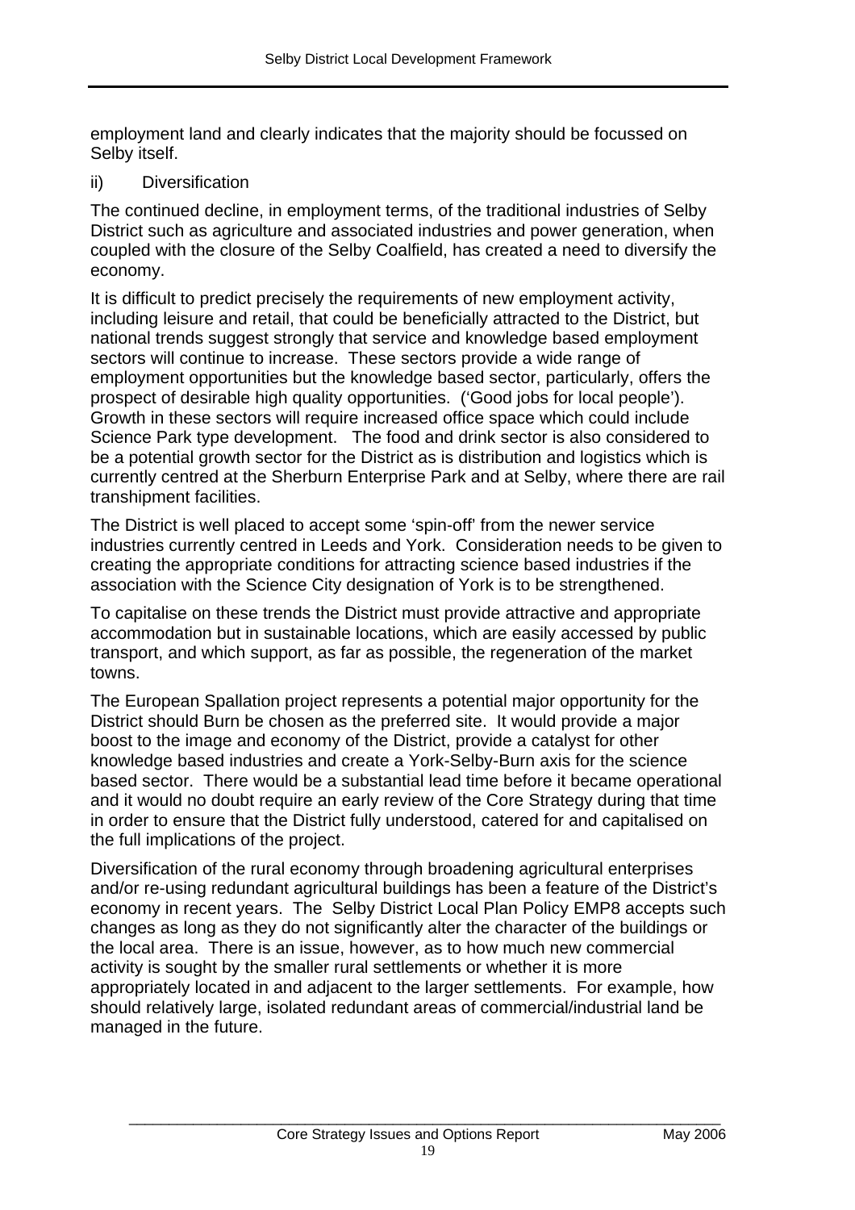employment land and clearly indicates that the majority should be focussed on Selby itself.

ii) Diversification

The continued decline, in employment terms, of the traditional industries of Selby District such as agriculture and associated industries and power generation, when coupled with the closure of the Selby Coalfield, has created a need to diversify the economy.

It is difficult to predict precisely the requirements of new employment activity, including leisure and retail, that could be beneficially attracted to the District, but national trends suggest strongly that service and knowledge based employment sectors will continue to increase. These sectors provide a wide range of employment opportunities but the knowledge based sector, particularly, offers the prospect of desirable high quality opportunities. ('Good jobs for local people'). Growth in these sectors will require increased office space which could include Science Park type development. The food and drink sector is also considered to be a potential growth sector for the District as is distribution and logistics which is currently centred at the Sherburn Enterprise Park and at Selby, where there are rail transhipment facilities.

The District is well placed to accept some 'spin-off' from the newer service industries currently centred in Leeds and York. Consideration needs to be given to creating the appropriate conditions for attracting science based industries if the association with the Science City designation of York is to be strengthened.

To capitalise on these trends the District must provide attractive and appropriate accommodation but in sustainable locations, which are easily accessed by public transport, and which support, as far as possible, the regeneration of the market towns.

The European Spallation project represents a potential major opportunity for the District should Burn be chosen as the preferred site. It would provide a major boost to the image and economy of the District, provide a catalyst for other knowledge based industries and create a York-Selby-Burn axis for the science based sector. There would be a substantial lead time before it became operational and it would no doubt require an early review of the Core Strategy during that time in order to ensure that the District fully understood, catered for and capitalised on the full implications of the project.

Diversification of the rural economy through broadening agricultural enterprises and/or re-using redundant agricultural buildings has been a feature of the District's economy in recent years. The Selby District Local Plan Policy EMP8 accepts such changes as long as they do not significantly alter the character of the buildings or the local area. There is an issue, however, as to how much new commercial activity is sought by the smaller rural settlements or whether it is more appropriately located in and adjacent to the larger settlements. For example, how should relatively large, isolated redundant areas of commercial/industrial land be managed in the future.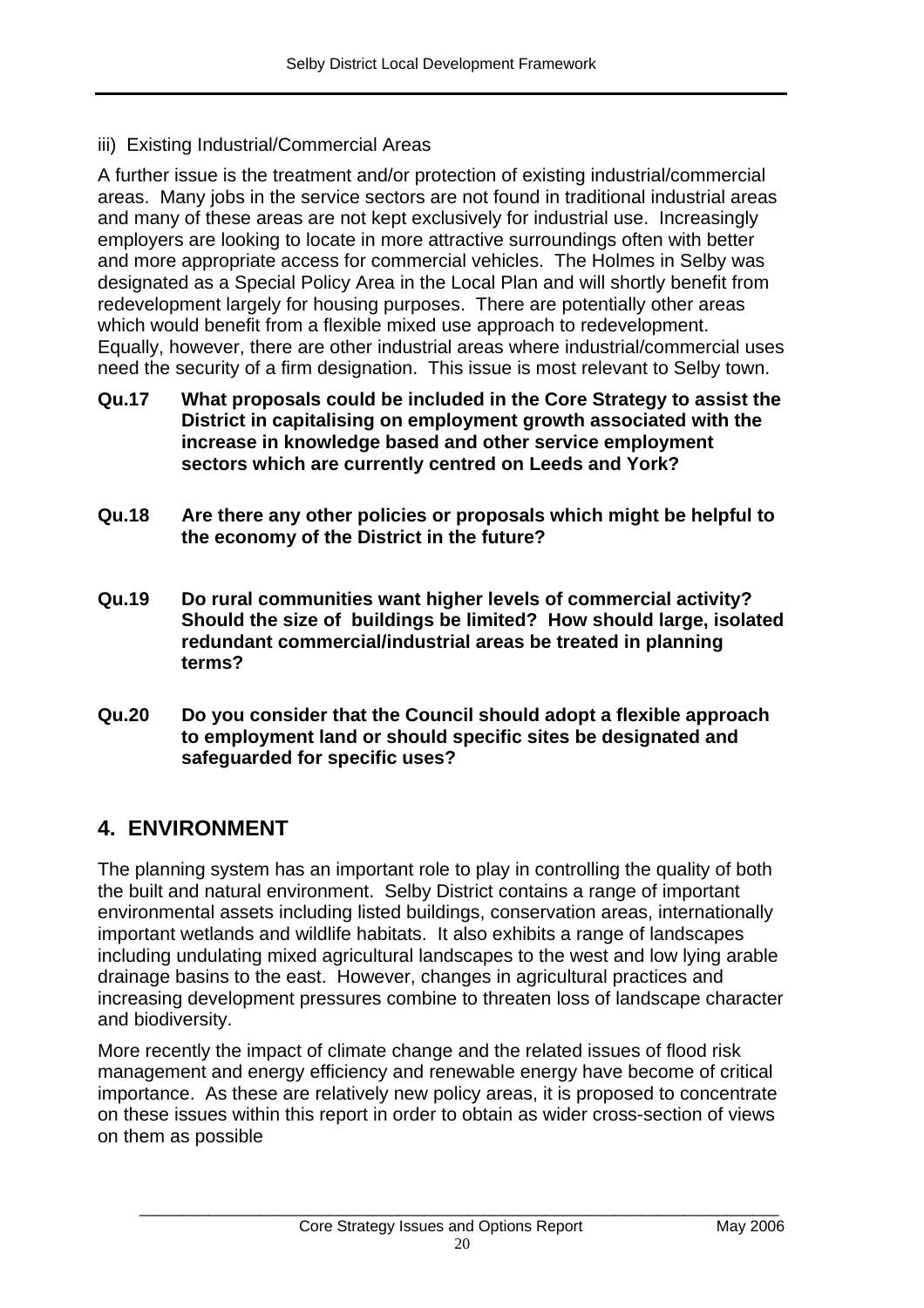iii) Existing Industrial/Commercial Areas

A further issue is the treatment and/or protection of existing industrial/commercial areas. Many jobs in the service sectors are not found in traditional industrial areas and many of these areas are not kept exclusively for industrial use. Increasingly employers are looking to locate in more attractive surroundings often with better and more appropriate access for commercial vehicles. The Holmes in Selby was designated as a Special Policy Area in the Local Plan and will shortly benefit from redevelopment largely for housing purposes. There are potentially other areas which would benefit from a flexible mixed use approach to redevelopment. Equally, however, there are other industrial areas where industrial/commercial uses need the security of a firm designation. This issue is most relevant to Selby town.

**Qu.17 What proposals could be included in the Core Strategy to assist the District in capitalising on employment growth associated with the increase in knowledge based and other service employment sectors which are currently centred on Leeds and York?**

**Qu.18 Are there any other policies or proposals which might be helpful to the economy of the District in the future?**

**Qu.19 Do rural communities want higher levels of commercial activity? Should the size of buildings be limited? How should large, isolated redundant commercial/industrial areas be treated in planning terms?**

**Qu.20 Do you consider that the Council should adopt a flexible approach to employment land or should specific sites be designated and safeguarded for specific uses?**

## 4. ENVIRONMENT

The planning system has an important role to play in controlling the quality of both the built and natural environment. Selby District contains a range of important environmental assets including listed buildings, conservation areas, internationally important wetlands and wildlife habitats. It also exhibits a range of landscapes including undulating mixed agricultural landscapes to the west and low lying arable drainage basins to the east. However, changes in agricultural practices and increasing development pressures combine to threaten loss of landscape character and biodiversity.

More recently the impact of climate change and the related issues of flood risk management and energy efficiency and renewable energy have become of critical importance. As these are relatively new policy areas, it is proposed to concentrate on these issues within this report in order to obtain as wider cross-section of views on them as possible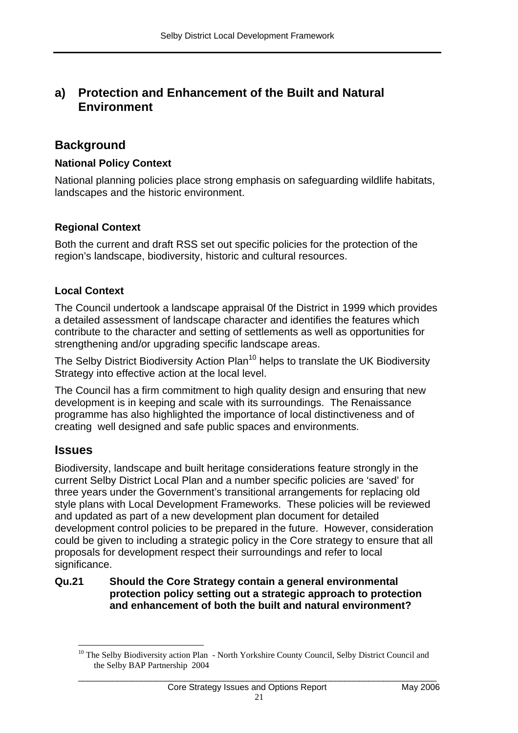## a) Protection and Enhancement of the Built and Natural Environment

## Background

### National Policy Context

National planning policies place strong emphasis on safeguarding wildlife habitats, landscapes and the historic environment.

### Regional Context

Both the current and draft RSS set out specific policies for the protection of the region's landscape, biodiversity, historic and cultural resources.

### Local Context

The Council undertook a landscape appraisal 0f the District in 1999 which provides a detailed assessment of landscape character and identifies the features which contribute to the character and setting of settlements as well as opportunities for strengthening and/or upgrading specific landscape areas.

The Selby District Biodiversity Action Plan[10] helps to translate the UK Biodiversity Strategy into effective action at the local level.

The Council has a firm commitment to high quality design and ensuring that new development is in keeping and scale with its surroundings. The Renaissance programme has also highlighted the importance of local distinctiveness and of creating well designed and safe public spaces and environments.

## Issues

Biodiversity, landscape and built heritage considerations feature strongly in the current Selby District Local Plan and a number specific policies are 'saved' for three years under the Government's transitional arrangements for replacing old style plans with Local Development Frameworks. These policies will be reviewed and updated as part of a new development plan document for detailed development control policies to be prepared in the future. However, consideration could be given to including a strategic policy in the Core strategy to ensure that all proposals for development respect their surroundings and refer to local significance.

**Qu.21 Should the Core Strategy contain a general environmental protection policy setting out a strategic approach to protection and enhancement of both the built and natural environment?**

[10] The Selby Biodiversity action Plan - North Yorkshire County Council, Selby District Council and the Selby BAP Partnership 2004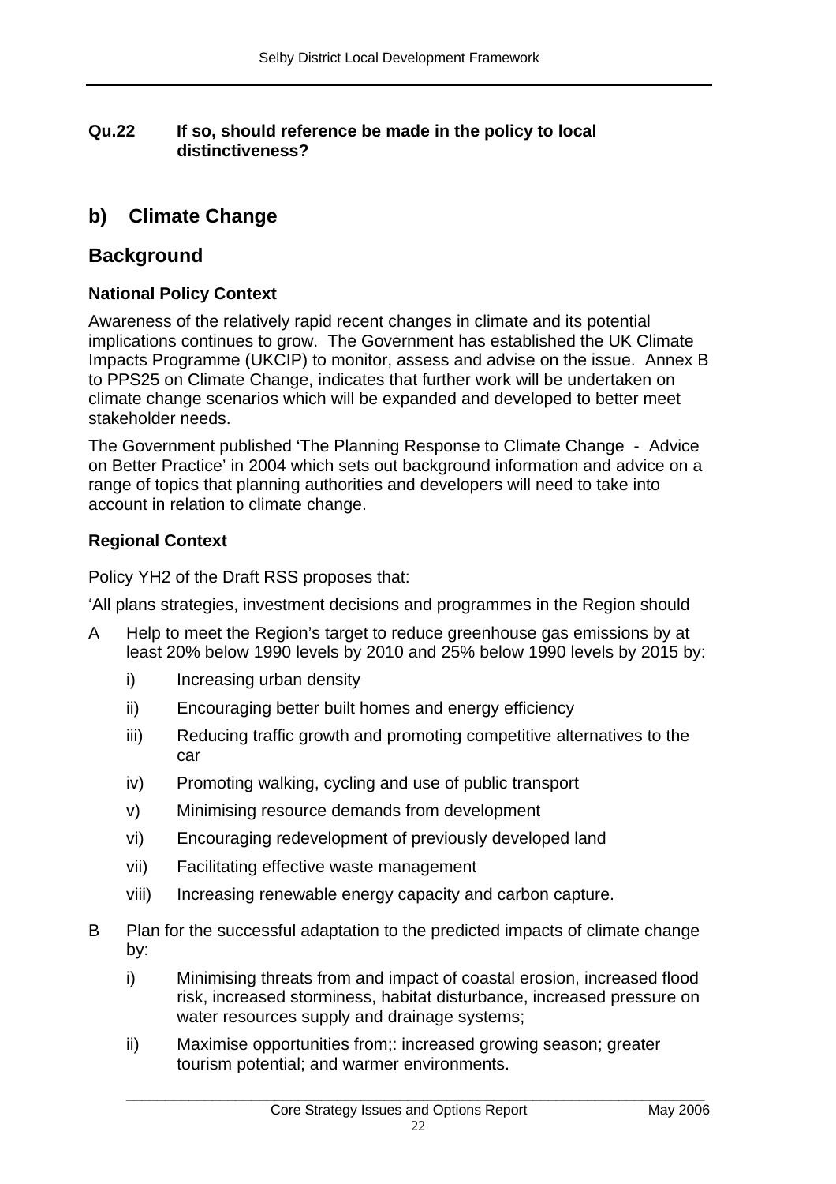**Qu.22 If so, should reference be made in the policy to local distinctiveness?**

## b) Climate Change

## Background

### National Policy Context

Awareness of the relatively rapid recent changes in climate and its potential implications continues to grow. The Government has established the UK Climate Impacts Programme (UKCIP) to monitor, assess and advise on the issue. Annex B to PPS25 on Climate Change, indicates that further work will be undertaken on climate change scenarios which will be expanded and developed to better meet stakeholder needs.

The Government published 'The Planning Response to Climate Change - Advice on Better Practice' in 2004 which sets out background information and advice on a range of topics that planning authorities and developers will need to take into account in relation to climate change.

### Regional Context

Policy YH2 of the Draft RSS proposes that:

'All plans strategies, investment decisions and programmes in the Region should

A Help to meet the Region's target to reduce greenhouse gas emissions by at least 20% below 1990 levels by 2010 and 25% below 1990 levels by 2015 by:

- i) Increasing urban density
- ii) Encouraging better built homes and energy efficiency
- iii) Reducing traffic growth and promoting competitive alternatives to the car
- iv) Promoting walking, cycling and use of public transport
- v) Minimising resource demands from development
- vi) Encouraging redevelopment of previously developed land
- vii) Facilitating effective waste management
- viii) Increasing renewable energy capacity and carbon capture.

B Plan for the successful adaptation to the predicted impacts of climate change by:

- i) Minimising threats from and impact of coastal erosion, increased flood risk, increased storminess, habitat disturbance, increased pressure on water resources supply and drainage systems;
- ii) Maximise opportunities from;: increased growing season; greater tourism potential; and warmer environments.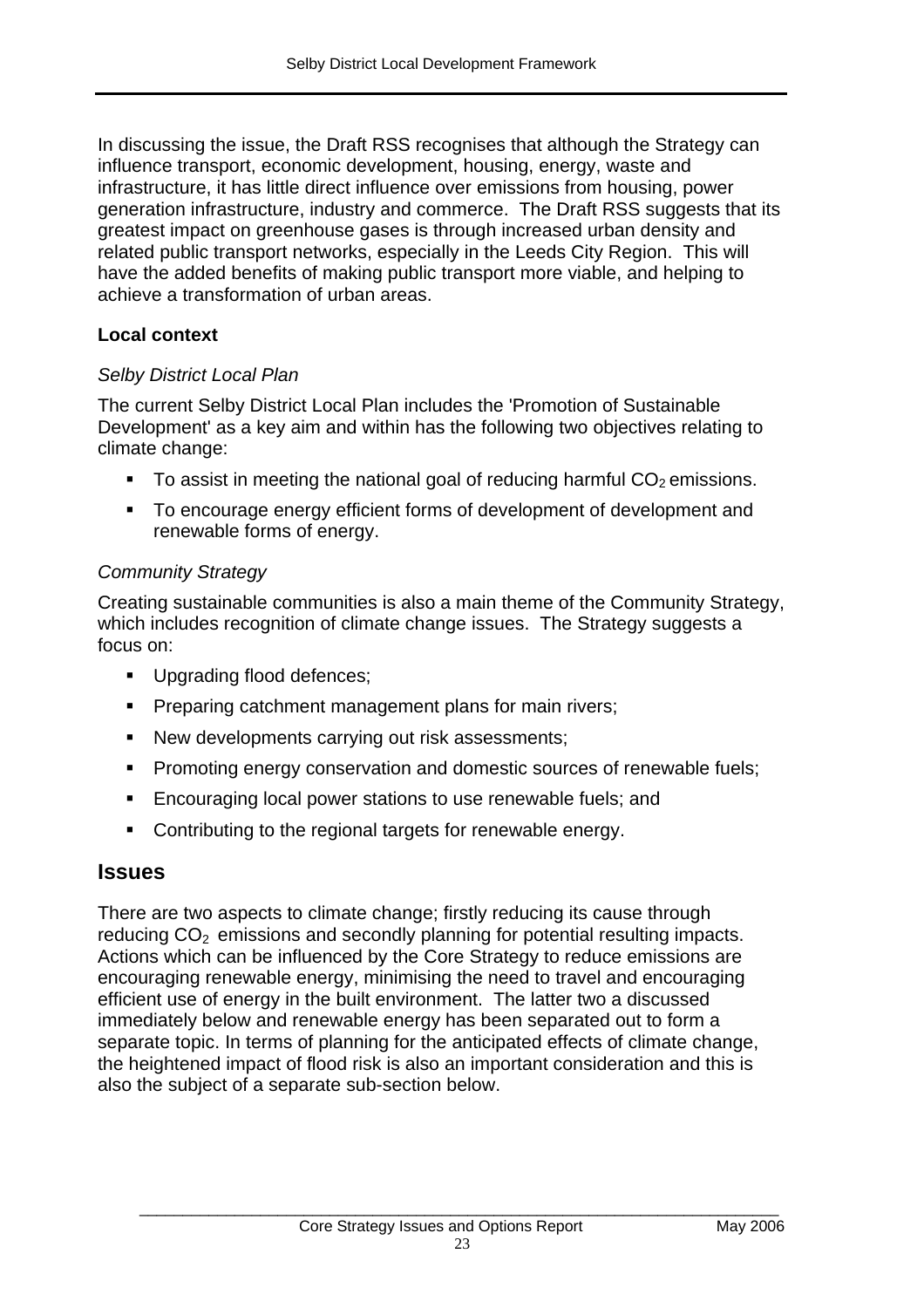In discussing the issue, the Draft RSS recognises that although the Strategy can influence transport, economic development, housing, energy, waste and infrastructure, it has little direct influence over emissions from housing, power generation infrastructure, industry and commerce. The Draft RSS suggests that its greatest impact on greenhouse gases is through increased urban density and related public transport networks, especially in the Leeds City Region. This will have the added benefits of making public transport more viable, and helping to achieve a transformation of urban areas.

**Local context**

*Selby District Local Plan*

The current Selby District Local Plan includes the 'Promotion of Sustainable Development' as a key aim and within has the following two objectives relating to climate change:

- To assist in meeting the national goal of reducing harmful $CO_2$ emissions.
- To encourage energy efficient forms of development of development and renewable forms of energy.

*Community Strategy*

Creating sustainable communities is also a main theme of the Community Strategy, which includes recognition of climate change issues. The Strategy suggests a focus on:

- Upgrading flood defences;
- Preparing catchment management plans for main rivers;
- New developments carrying out risk assessments;
- Promoting energy conservation and domestic sources of renewable fuels;
- Encouraging local power stations to use renewable fuels; and
- Contributing to the regional targets for renewable energy.

## Issues

There are two aspects to climate change; firstly reducing its cause through reducing $CO_2$ emissions and secondly planning for potential resulting impacts. Actions which can be influenced by the Core Strategy to reduce emissions are encouraging renewable energy, minimising the need to travel and encouraging efficient use of energy in the built environment. The latter two a discussed immediately below and renewable energy has been separated out to form a separate topic. In terms of planning for the anticipated effects of climate change, the heightened impact of flood risk is also an important consideration and this is also the subject of a separate sub-section below.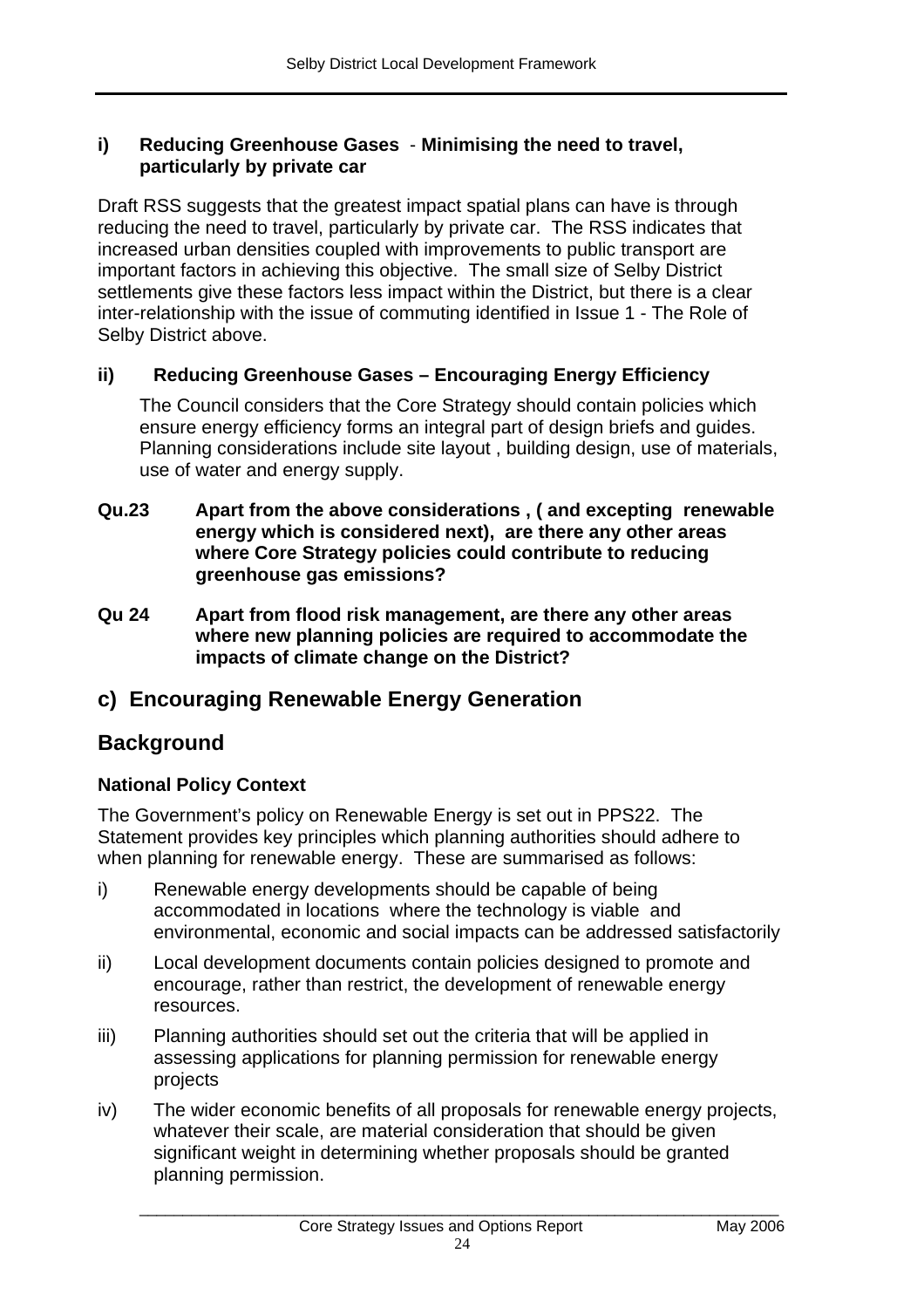**i) Reducing Greenhouse Gases - Minimising the need to travel, particularly by private car**

Draft RSS suggests that the greatest impact spatial plans can have is through reducing the need to travel, particularly by private car. The RSS indicates that increased urban densities coupled with improvements to public transport are important factors in achieving this objective. The small size of Selby District settlements give these factors less impact within the District, but there is a clear inter-relationship with the issue of commuting identified in Issue 1 - The Role of Selby District above.

**ii) Reducing Greenhouse Gases – Encouraging Energy Efficiency**

The Council considers that the Core Strategy should contain policies which ensure energy efficiency forms an integral part of design briefs and guides. Planning considerations include site layout , building design, use of materials, use of water and energy supply.

**Qu.23 Apart from the above considerations , ( and excepting renewable energy which is considered next), are there any other areas where Core Strategy policies could contribute to reducing greenhouse gas emissions?**

**Qu 24 Apart from flood risk management, are there any other areas where new planning policies are required to accommodate the impacts of climate change on the District?**

## c) Encouraging Renewable Energy Generation

## Background

### National Policy Context

The Government's policy on Renewable Energy is set out in PPS22. The Statement provides key principles which planning authorities should adhere to when planning for renewable energy. These are summarised as follows:

i) Renewable energy developments should be capable of being accommodated in locations where the technology is viable and environmental, economic and social impacts can be addressed satisfactorily

ii) Local development documents contain policies designed to promote and encourage, rather than restrict, the development of renewable energy resources.

iii) Planning authorities should set out the criteria that will be applied in assessing applications for planning permission for renewable energy projects

iv) The wider economic benefits of all proposals for renewable energy projects, whatever their scale, are material consideration that should be given significant weight in determining whether proposals should be granted planning permission.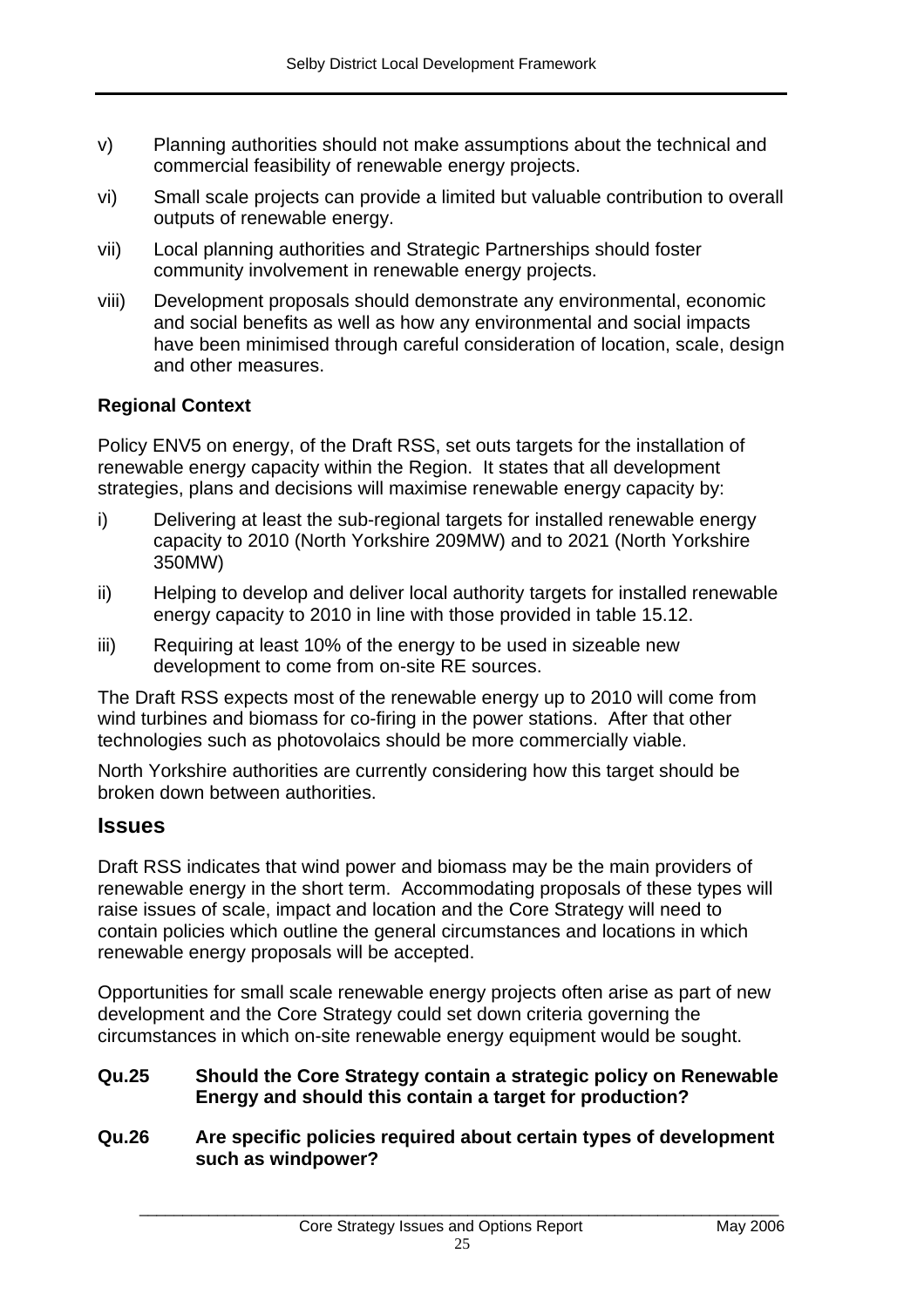v) Planning authorities should not make assumptions about the technical and commercial feasibility of renewable energy projects.

vi) Small scale projects can provide a limited but valuable contribution to overall outputs of renewable energy.

vii) Local planning authorities and Strategic Partnerships should foster community involvement in renewable energy projects.

viii) Development proposals should demonstrate any environmental, economic and social benefits as well as how any environmental and social impacts have been minimised through careful consideration of location, scale, design and other measures.

**Regional Context**

Policy ENV5 on energy, of the Draft RSS, set outs targets for the installation of renewable energy capacity within the Region. It states that all development strategies, plans and decisions will maximise renewable energy capacity by:

i) Delivering at least the sub-regional targets for installed renewable energy capacity to 2010 (North Yorkshire 209MW) and to 2021 (North Yorkshire 350MW)

ii) Helping to develop and deliver local authority targets for installed renewable energy capacity to 2010 in line with those provided in table 15.12.

iii) Requiring at least 10% of the energy to be used in sizeable new development to come from on-site RE sources.

The Draft RSS expects most of the renewable energy up to 2010 will come from wind turbines and biomass for co-firing in the power stations. After that other technologies such as photovolaics should be more commercially viable.

North Yorkshire authorities are currently considering how this target should be broken down between authorities.

## Issues

Draft RSS indicates that wind power and biomass may be the main providers of renewable energy in the short term. Accommodating proposals of these types will raise issues of scale, impact and location and the Core Strategy will need to contain policies which outline the general circumstances and locations in which renewable energy proposals will be accepted.

Opportunities for small scale renewable energy projects often arise as part of new development and the Core Strategy could set down criteria governing the circumstances in which on-site renewable energy equipment would be sought.

**Qu.25 Should the Core Strategy contain a strategic policy on Renewable Energy and should this contain a target for production?**

**Qu.26 Are specific policies required about certain types of development such as windpower?**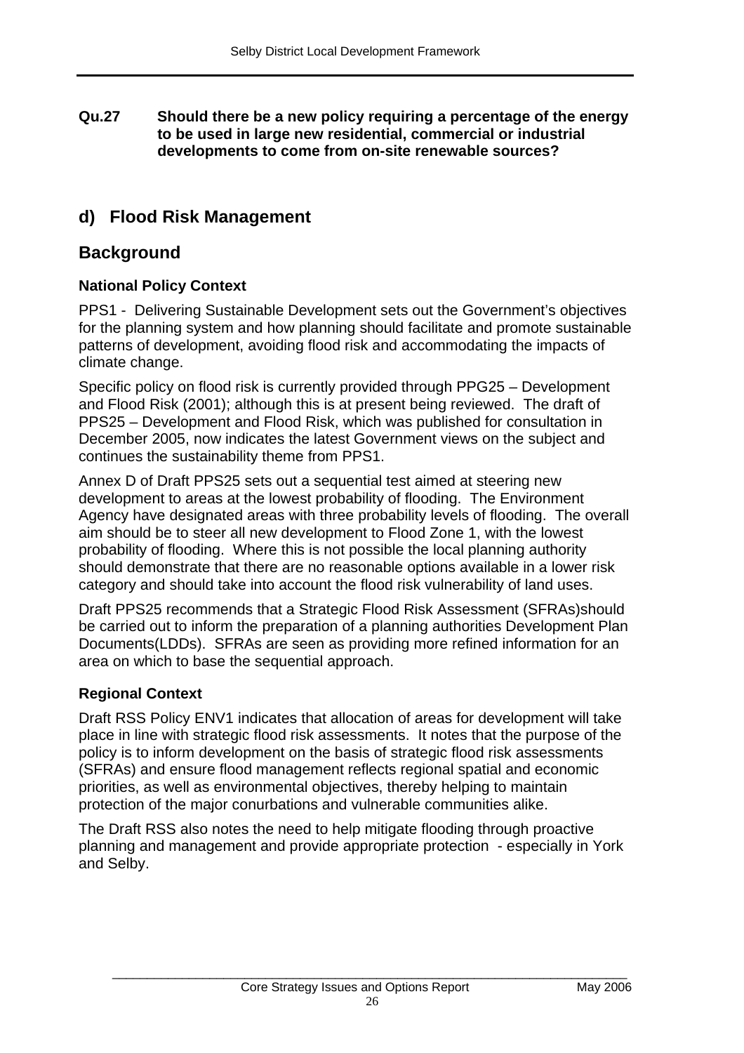**Qu.27 Should there be a new policy requiring a percentage of the energy to be used in large new residential, commercial or industrial developments to come from on-site renewable sources?**

## d) Flood Risk Management

## Background

### National Policy Context

PPS1 - Delivering Sustainable Development sets out the Government's objectives for the planning system and how planning should facilitate and promote sustainable patterns of development, avoiding flood risk and accommodating the impacts of climate change.

Specific policy on flood risk is currently provided through PPG25 – Development and Flood Risk (2001); although this is at present being reviewed. The draft of PPS25 – Development and Flood Risk, which was published for consultation in December 2005, now indicates the latest Government views on the subject and continues the sustainability theme from PPS1.

Annex D of Draft PPS25 sets out a sequential test aimed at steering new development to areas at the lowest probability of flooding. The Environment Agency have designated areas with three probability levels of flooding. The overall aim should be to steer all new development to Flood Zone 1, with the lowest probability of flooding. Where this is not possible the local planning authority should demonstrate that there are no reasonable options available in a lower risk category and should take into account the flood risk vulnerability of land uses.

Draft PPS25 recommends that a Strategic Flood Risk Assessment (SFRAs)should be carried out to inform the preparation of a planning authorities Development Plan Documents(LDDs). SFRAs are seen as providing more refined information for an area on which to base the sequential approach.

### Regional Context

Draft RSS Policy ENV1 indicates that allocation of areas for development will take place in line with strategic flood risk assessments. It notes that the purpose of the policy is to inform development on the basis of strategic flood risk assessments (SFRAs) and ensure flood management reflects regional spatial and economic priorities, as well as environmental objectives, thereby helping to maintain protection of the major conurbations and vulnerable communities alike.

The Draft RSS also notes the need to help mitigate flooding through proactive planning and management and provide appropriate protection - especially in York and Selby.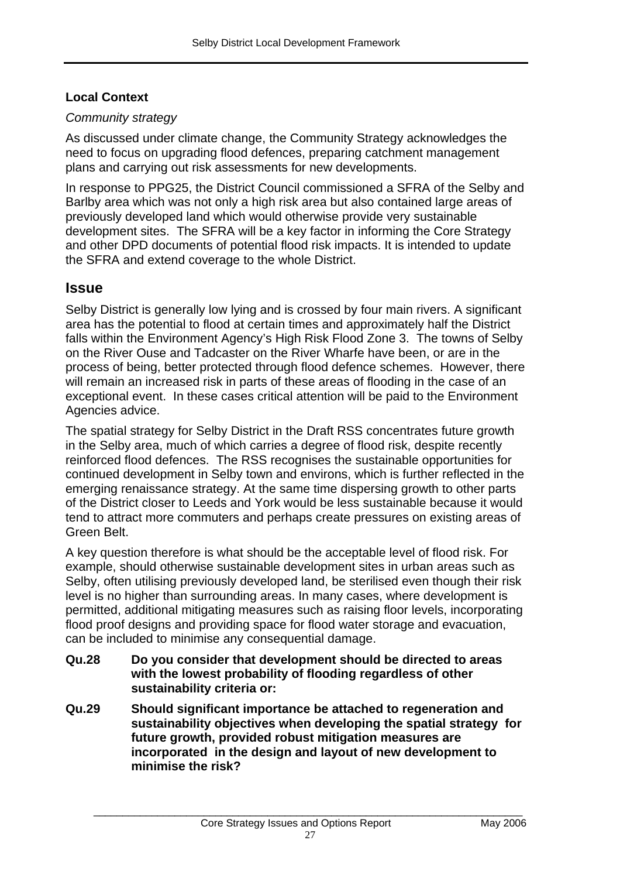### Local Context

*Community strategy*

As discussed under climate change, the Community Strategy acknowledges the need to focus on upgrading flood defences, preparing catchment management plans and carrying out risk assessments for new developments.

In response to PPG25, the District Council commissioned a SFRA of the Selby and Barlby area which was not only a high risk area but also contained large areas of previously developed land which would otherwise provide very sustainable development sites. The SFRA will be a key factor in informing the Core Strategy and other DPD documents of potential flood risk impacts. It is intended to update the SFRA and extend coverage to the whole District.

## Issue

Selby District is generally low lying and is crossed by four main rivers. A significant area has the potential to flood at certain times and approximately half the District falls within the Environment Agency's High Risk Flood Zone 3. The towns of Selby on the River Ouse and Tadcaster on the River Wharfe have been, or are in the process of being, better protected through flood defence schemes. However, there will remain an increased risk in parts of these areas of flooding in the case of an exceptional event. In these cases critical attention will be paid to the Environment Agencies advice.

The spatial strategy for Selby District in the Draft RSS concentrates future growth in the Selby area, much of which carries a degree of flood risk, despite recently reinforced flood defences. The RSS recognises the sustainable opportunities for continued development in Selby town and environs, which is further reflected in the emerging renaissance strategy. At the same time dispersing growth to other parts of the District closer to Leeds and York would be less sustainable because it would tend to attract more commuters and perhaps create pressures on existing areas of Green Belt.

A key question therefore is what should be the acceptable level of flood risk. For example, should otherwise sustainable development sites in urban areas such as Selby, often utilising previously developed land, be sterilised even though their risk level is no higher than surrounding areas. In many cases, where development is permitted, additional mitigating measures such as raising floor levels, incorporating flood proof designs and providing space for flood water storage and evacuation, can be included to minimise any consequential damage.

**Qu.28 Do you consider that development should be directed to areas with the lowest probability of flooding regardless of other sustainability criteria or:**

**Qu.29 Should significant importance be attached to regeneration and sustainability objectives when developing the spatial strategy for future growth, provided robust mitigation measures are incorporated in the design and layout of new development to minimise the risk?**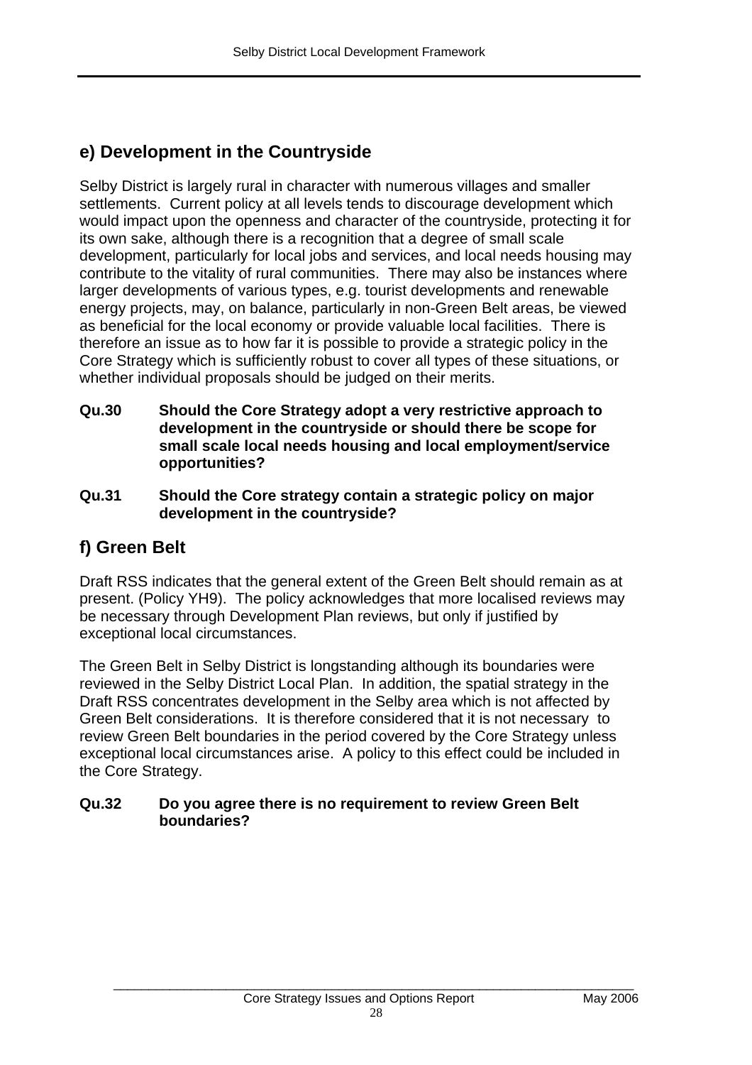## e) Development in the Countryside

Selby District is largely rural in character with numerous villages and smaller settlements. Current policy at all levels tends to discourage development which would impact upon the openness and character of the countryside, protecting it for its own sake, although there is a recognition that a degree of small scale development, particularly for local jobs and services, and local needs housing may contribute to the vitality of rural communities. There may also be instances where larger developments of various types, e.g. tourist developments and renewable energy projects, may, on balance, particularly in non-Green Belt areas, be viewed as beneficial for the local economy or provide valuable local facilities. There is therefore an issue as to how far it is possible to provide a strategic policy in the Core Strategy which is sufficiently robust to cover all types of these situations, or whether individual proposals should be judged on their merits.

**Qu.30 Should the Core Strategy adopt a very restrictive approach to development in the countryside or should there be scope for small scale local needs housing and local employment/service opportunities?**

**Qu.31 Should the Core strategy contain a strategic policy on major development in the countryside?**

## f) Green Belt

Draft RSS indicates that the general extent of the Green Belt should remain as at present. (Policy YH9). The policy acknowledges that more localised reviews may be necessary through Development Plan reviews, but only if justified by exceptional local circumstances.

The Green Belt in Selby District is longstanding although its boundaries were reviewed in the Selby District Local Plan. In addition, the spatial strategy in the Draft RSS concentrates development in the Selby area which is not affected by Green Belt considerations. It is therefore considered that it is not necessary to review Green Belt boundaries in the period covered by the Core Strategy unless exceptional local circumstances arise. A policy to this effect could be included in the Core Strategy.

**Qu.32 Do you agree there is no requirement to review Green Belt boundaries?**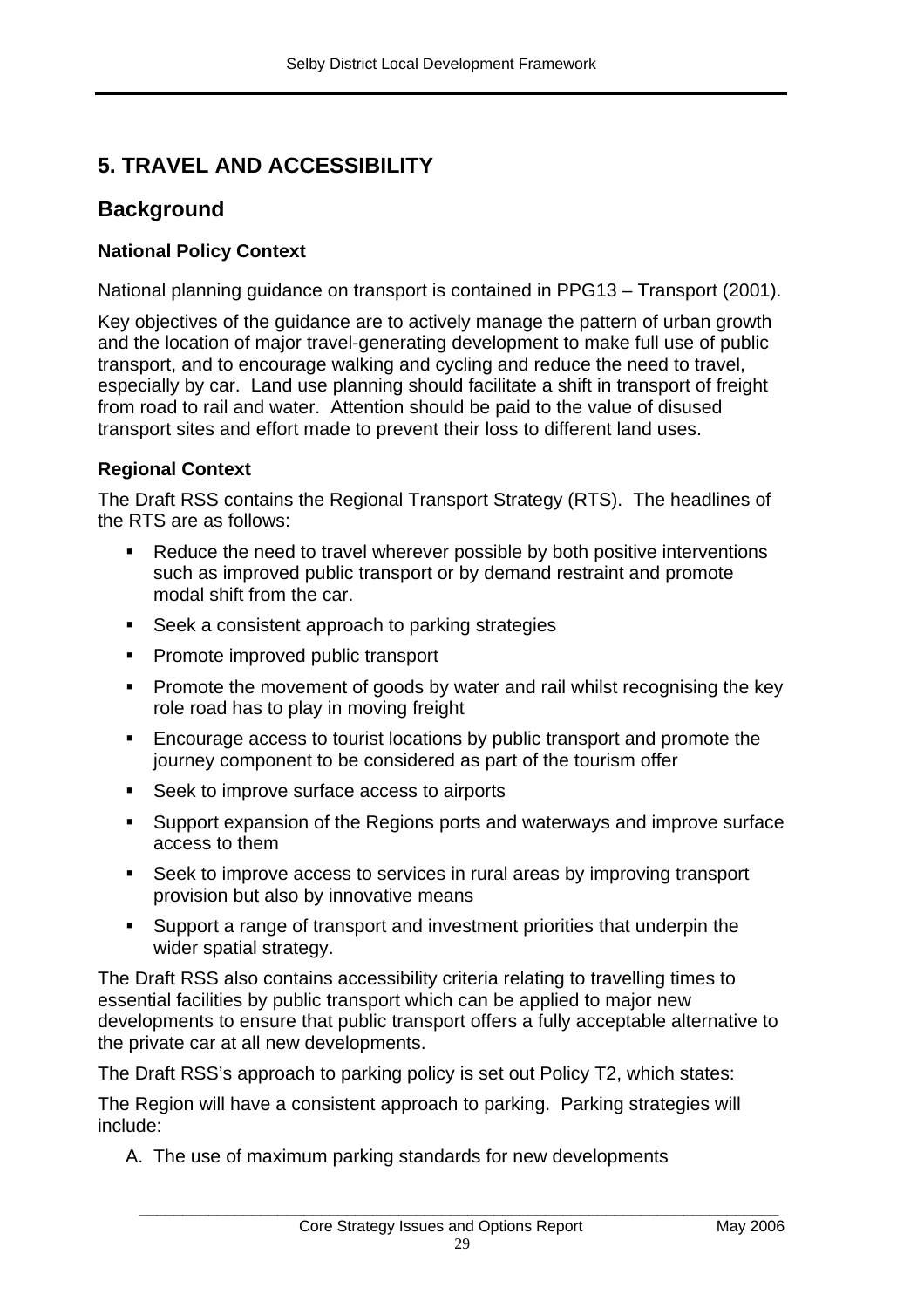# 5. TRAVEL AND ACCESSIBILITY

## Background

### National Policy Context

National planning guidance on transport is contained in PPG13 – Transport (2001).

Key objectives of the guidance are to actively manage the pattern of urban growth and the location of major travel-generating development to make full use of public transport, and to encourage walking and cycling and reduce the need to travel, especially by car. Land use planning should facilitate a shift in transport of freight from road to rail and water. Attention should be paid to the value of disused transport sites and effort made to prevent their loss to different land uses.

### Regional Context

The Draft RSS contains the Regional Transport Strategy (RTS). The headlines of the RTS are as follows:

- Reduce the need to travel wherever possible by both positive interventions such as improved public transport or by demand restraint and promote modal shift from the car.
- Seek a consistent approach to parking strategies
- Promote improved public transport
- Promote the movement of goods by water and rail whilst recognising the key role road has to play in moving freight
- Encourage access to tourist locations by public transport and promote the journey component to be considered as part of the tourism offer
- Seek to improve surface access to airports
- Support expansion of the Regions ports and waterways and improve surface access to them
- Seek to improve access to services in rural areas by improving transport provision but also by innovative means
- Support a range of transport and investment priorities that underpin the wider spatial strategy.

The Draft RSS also contains accessibility criteria relating to travelling times to essential facilities by public transport which can be applied to major new developments to ensure that public transport offers a fully acceptable alternative to the private car at all new developments.

The Draft RSS's approach to parking policy is set out Policy T2, which states:

The Region will have a consistent approach to parking. Parking strategies will include:

A. The use of maximum parking standards for new developments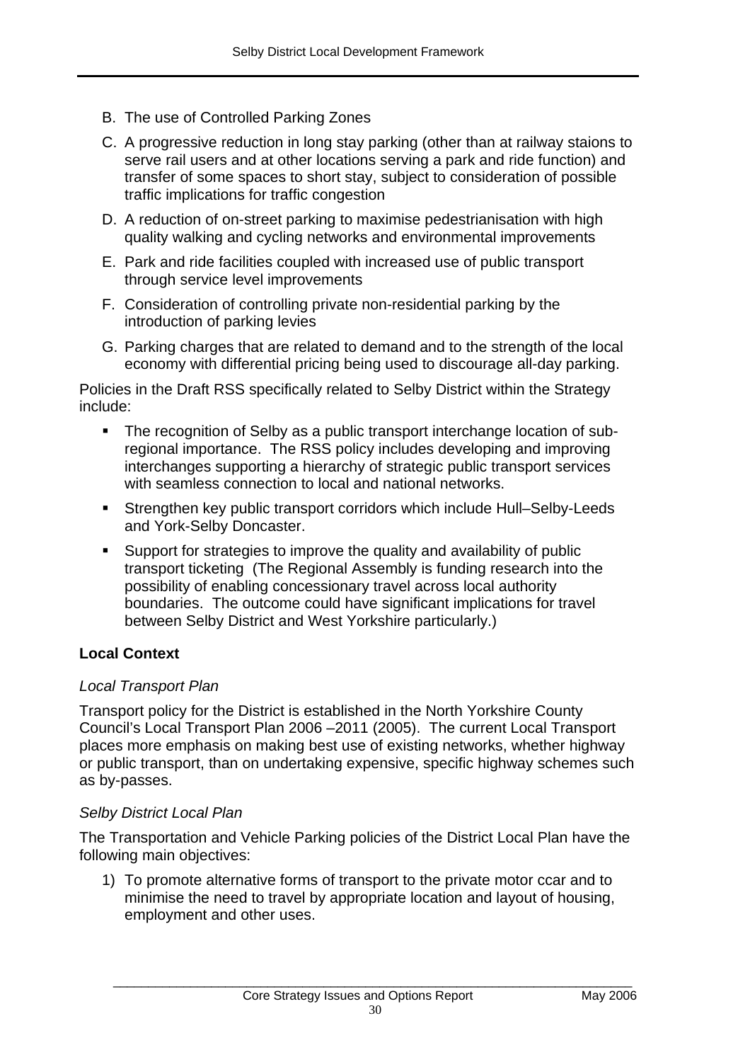B. The use of Controlled Parking Zones

C. A progressive reduction in long stay parking (other than at railway staions to serve rail users and at other locations serving a park and ride function) and transfer of some spaces to short stay, subject to consideration of possible traffic implications for traffic congestion

D. A reduction of on-street parking to maximise pedestrianisation with high quality walking and cycling networks and environmental improvements

E. Park and ride facilities coupled with increased use of public transport through service level improvements

F. Consideration of controlling private non-residential parking by the introduction of parking levies

G. Parking charges that are related to demand and to the strength of the local economy with differential pricing being used to discourage all-day parking.

Policies in the Draft RSS specifically related to Selby District within the Strategy include:

- The recognition of Selby as a public transport interchange location of sub-regional importance. The RSS policy includes developing and improving interchanges supporting a hierarchy of strategic public transport services with seamless connection to local and national networks.
- Strengthen key public transport corridors which include Hull–Selby-Leeds and York-Selby Doncaster.
- Support for strategies to improve the quality and availability of public transport ticketing (The Regional Assembly is funding research into the possibility of enabling concessionary travel across local authority boundaries. The outcome could have significant implications for travel between Selby District and West Yorkshire particularly.)

**Local Context**

*Local Transport Plan*

Transport policy for the District is established in the North Yorkshire County Council's Local Transport Plan 2006 –2011 (2005). The current Local Transport places more emphasis on making best use of existing networks, whether highway or public transport, than on undertaking expensive, specific highway schemes such as by-passes.

*Selby District Local Plan*

The Transportation and Vehicle Parking policies of the District Local Plan have the following main objectives:

1) To promote alternative forms of transport to the private motor ccar and to minimise the need to travel by appropriate location and layout of housing, employment and other uses.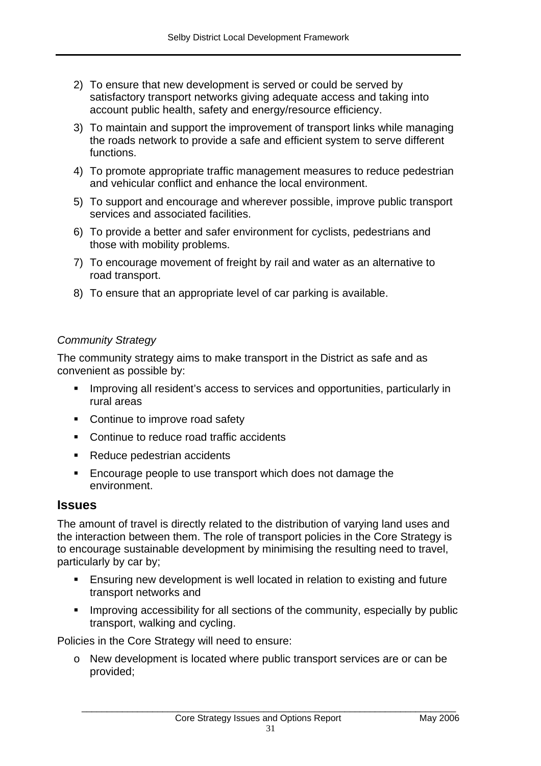2) To ensure that new development is served or could be served by satisfactory transport networks giving adequate access and taking into account public health, safety and energy/resource efficiency.
3) To maintain and support the improvement of transport links while managing the roads network to provide a safe and efficient system to serve different functions.
4) To promote appropriate traffic management measures to reduce pedestrian and vehicular conflict and enhance the local environment.
5) To support and encourage and wherever possible, improve public transport services and associated facilities.
6) To provide a better and safer environment for cyclists, pedestrians and those with mobility problems.
7) To encourage movement of freight by rail and water as an alternative to road transport.
8) To ensure that an appropriate level of car parking is available.

*Community Strategy*

The community strategy aims to make transport in the District as safe and as convenient as possible by:

- Improving all resident's access to services and opportunities, particularly in rural areas
- Continue to improve road safety
- Continue to reduce road traffic accidents
- Reduce pedestrian accidents
- Encourage people to use transport which does not damage the environment.

## Issues

The amount of travel is directly related to the distribution of varying land uses and the interaction between them. The role of transport policies in the Core Strategy is to encourage sustainable development by minimising the resulting need to travel, particularly by car by;

- Ensuring new development is well located in relation to existing and future transport networks and
- Improving accessibility for all sections of the community, especially by public transport, walking and cycling.

Policies in the Core Strategy will need to ensure:

- New development is located where public transport services are or can be provided;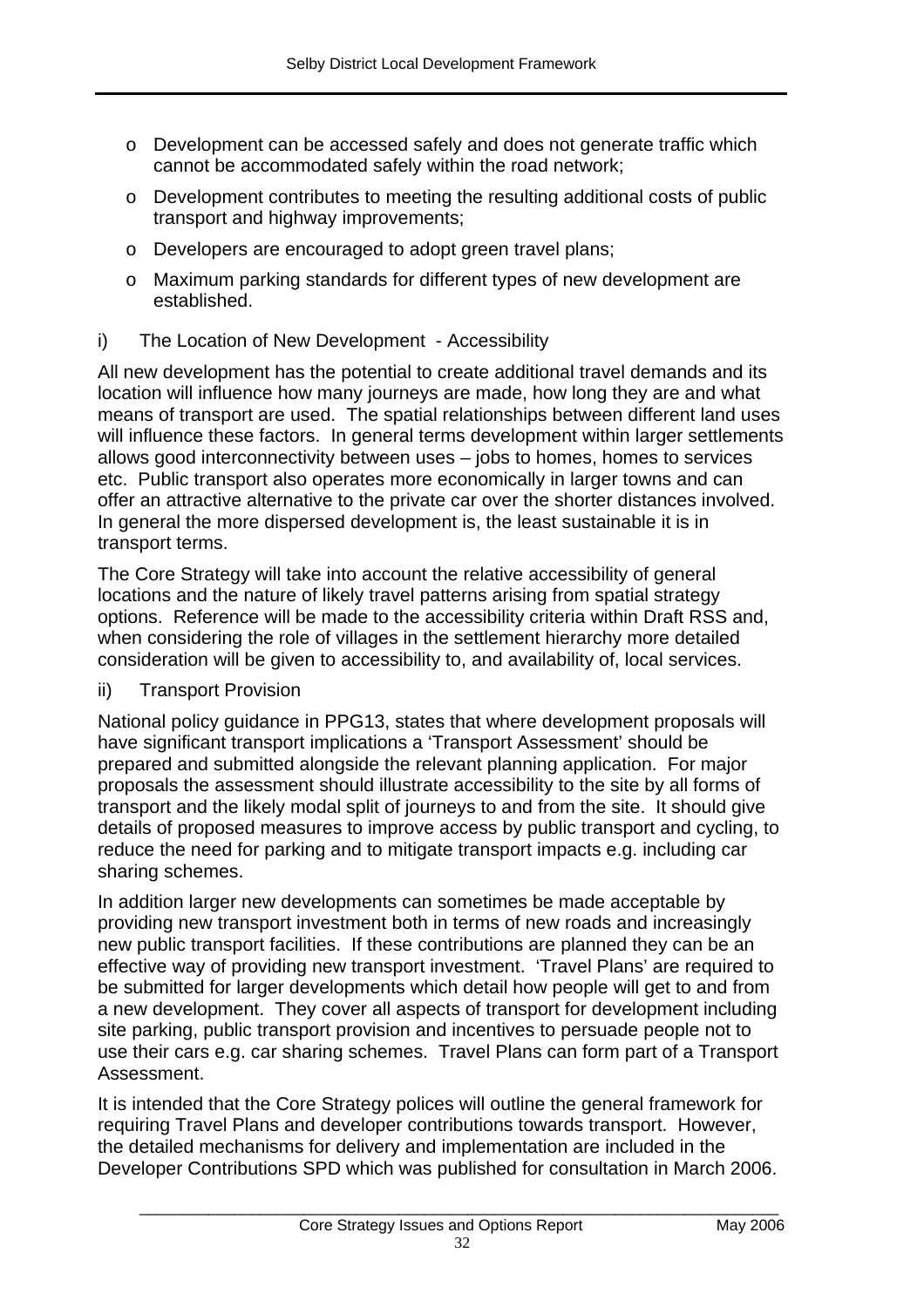- Development can be accessed safely and does not generate traffic which cannot be accommodated safely within the road network;
- Development contributes to meeting the resulting additional costs of public transport and highway improvements;
- Developers are encouraged to adopt green travel plans;
- Maximum parking standards for different types of new development are established.

i) The Location of New Development - Accessibility

All new development has the potential to create additional travel demands and its location will influence how many journeys are made, how long they are and what means of transport are used. The spatial relationships between different land uses will influence these factors. In general terms development within larger settlements allows good interconnectivity between uses – jobs to homes, homes to services etc. Public transport also operates more economically in larger towns and can offer an attractive alternative to the private car over the shorter distances involved. In general the more dispersed development is, the least sustainable it is in transport terms.

The Core Strategy will take into account the relative accessibility of general locations and the nature of likely travel patterns arising from spatial strategy options. Reference will be made to the accessibility criteria within Draft RSS and, when considering the role of villages in the settlement hierarchy more detailed consideration will be given to accessibility to, and availability of, local services.

ii) Transport Provision

National policy guidance in PPG13, states that where development proposals will have significant transport implications a 'Transport Assessment' should be prepared and submitted alongside the relevant planning application. For major proposals the assessment should illustrate accessibility to the site by all forms of transport and the likely modal split of journeys to and from the site. It should give details of proposed measures to improve access by public transport and cycling, to reduce the need for parking and to mitigate transport impacts e.g. including car sharing schemes.

In addition larger new developments can sometimes be made acceptable by providing new transport investment both in terms of new roads and increasingly new public transport facilities. If these contributions are planned they can be an effective way of providing new transport investment. 'Travel Plans' are required to be submitted for larger developments which detail how people will get to and from a new development. They cover all aspects of transport for development including site parking, public transport provision and incentives to persuade people not to use their cars e.g. car sharing schemes. Travel Plans can form part of a Transport Assessment.

It is intended that the Core Strategy polices will outline the general framework for requiring Travel Plans and developer contributions towards transport. However, the detailed mechanisms for delivery and implementation are included in the Developer Contributions SPD which was published for consultation in March 2006.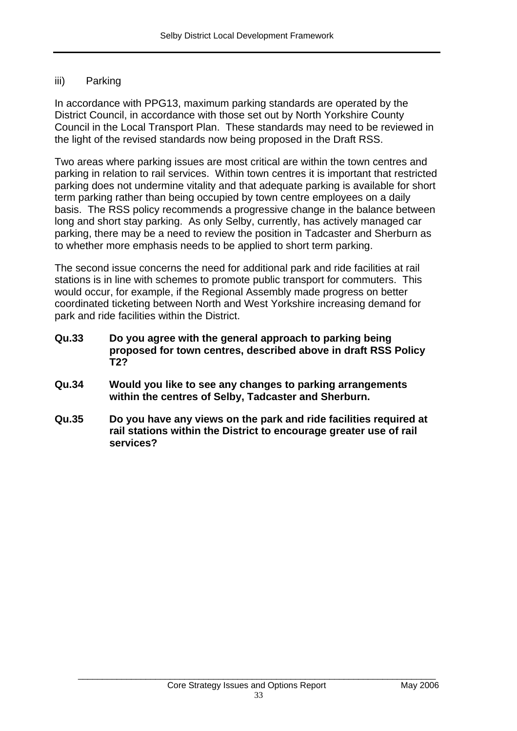### iii) Parking

In accordance with PPG13, maximum parking standards are operated by the District Council, in accordance with those set out by North Yorkshire County Council in the Local Transport Plan. These standards may need to be reviewed in the light of the revised standards now being proposed in the Draft RSS.

Two areas where parking issues are most critical are within the town centres and parking in relation to rail services. Within town centres it is important that restricted parking does not undermine vitality and that adequate parking is available for short term parking rather than being occupied by town centre employees on a daily basis. The RSS policy recommends a progressive change in the balance between long and short stay parking. As only Selby, currently, has actively managed car parking, there may be a need to review the position in Tadcaster and Sherburn as to whether more emphasis needs to be applied to short term parking.

The second issue concerns the need for additional park and ride facilities at rail stations is in line with schemes to promote public transport for commuters. This would occur, for example, if the Regional Assembly made progress on better coordinated ticketing between North and West Yorkshire increasing demand for park and ride facilities within the District.

**Qu.33 Do you agree with the general approach to parking being proposed for town centres, described above in draft RSS Policy T2?**

**Qu.34 Would you like to see any changes to parking arrangements within the centres of Selby, Tadcaster and Sherburn.**

**Qu.35 Do you have any views on the park and ride facilities required at rail stations within the District to encourage greater use of rail services?**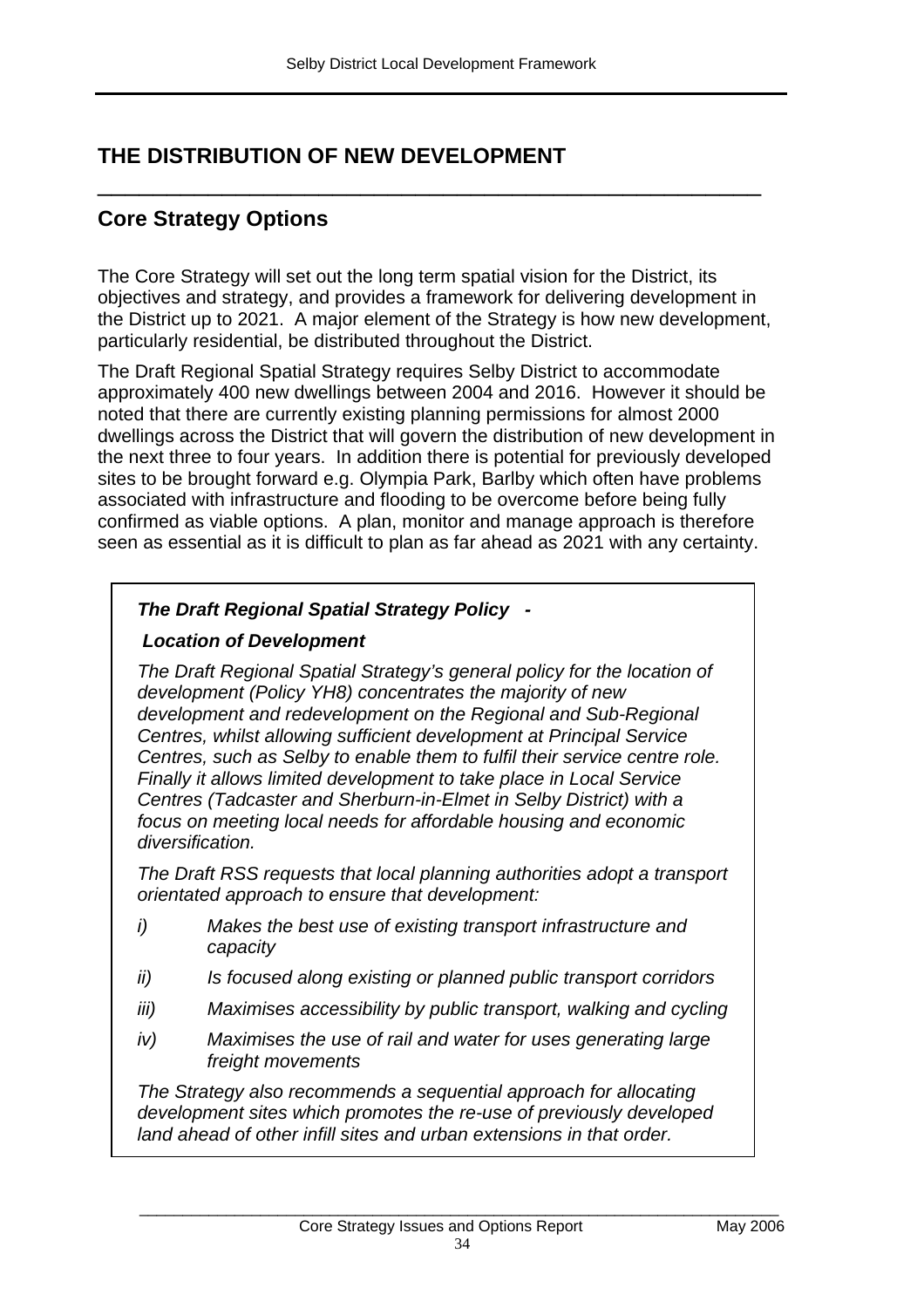# THE DISTRIBUTION OF NEW DEVELOPMENT

## Core Strategy Options

The Core Strategy will set out the long term spatial vision for the District, its objectives and strategy, and provides a framework for delivering development in the District up to 2021. A major element of the Strategy is how new development, particularly residential, be distributed throughout the District.

The Draft Regional Spatial Strategy requires Selby District to accommodate approximately 400 new dwellings between 2004 and 2016. However it should be noted that there are currently existing planning permissions for almost 2000 dwellings across the District that will govern the distribution of new development in the next three to four years. In addition there is potential for previously developed sites to be brought forward e.g. Olympia Park, Barlby which often have problems associated with infrastructure and flooding to be overcome before being fully confirmed as viable options. A plan, monitor and manage approach is therefore seen as essential as it is difficult to plan as far ahead as 2021 with any certainty.

***The Draft Regional Spatial Strategy Policy -***

***Location of Development***

*The Draft Regional Spatial Strategy's general policy for the location of development (Policy YH8) concentrates the majority of new development and redevelopment on the Regional and Sub-Regional Centres, whilst allowing sufficient development at Principal Service Centres, such as Selby to enable them to fulfil their service centre role. Finally it allows limited development to take place in Local Service Centres (Tadcaster and Sherburn-in-Elmet in Selby District) with a focus on meeting local needs for affordable housing and economic diversification.*

*The Draft RSS requests that local planning authorities adopt a transport orientated approach to ensure that development:*

*i) Makes the best use of existing transport infrastructure and capacity*

*ii) Is focused along existing or planned public transport corridors*

*iii) Maximises accessibility by public transport, walking and cycling*

*iv) Maximises the use of rail and water for uses generating large freight movements*

*The Strategy also recommends a sequential approach for allocating development sites which promotes the re-use of previously developed land ahead of other infill sites and urban extensions in that order.*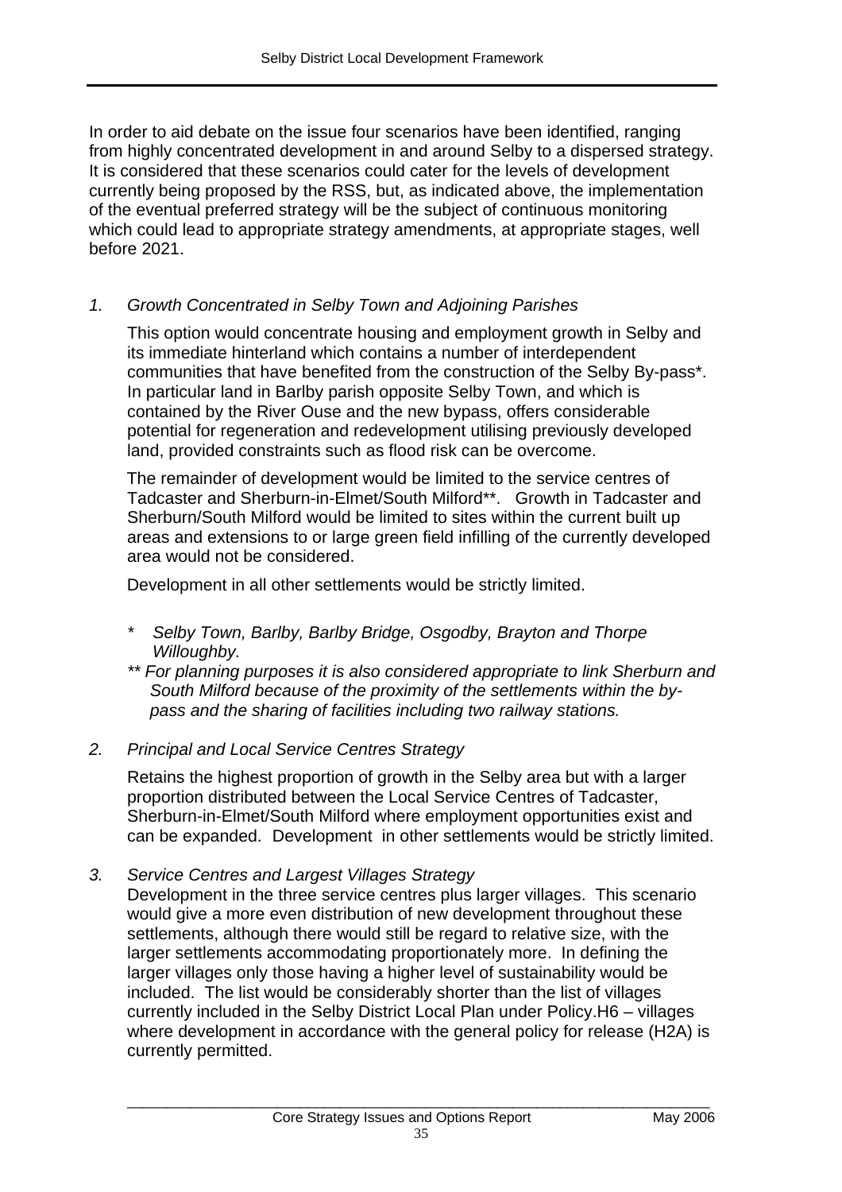In order to aid debate on the issue four scenarios have been identified, ranging from highly concentrated development in and around Selby to a dispersed strategy. It is considered that these scenarios could cater for the levels of development currently being proposed by the RSS, but, as indicated above, the implementation of the eventual preferred strategy will be the subject of continuous monitoring which could lead to appropriate strategy amendments, at appropriate stages, well before 2021.

1. *Growth Concentrated in Selby Town and Adjoining Parishes*

   This option would concentrate housing and employment growth in Selby and its immediate hinterland which contains a number of interdependent communities that have benefited from the construction of the Selby By-pass*. In particular land in Barlby parish opposite Selby Town, and which is contained by the River Ouse and the new bypass, offers considerable potential for regeneration and redevelopment utilising previously developed land, provided constraints such as flood risk can be overcome.

   The remainder of development would be limited to the service centres of Tadcaster and Sherburn-in-Elmet/South Milford**. Growth in Tadcaster and Sherburn/South Milford would be limited to sites within the current built up areas and extensions to or large green field infilling of the currently developed area would not be considered.

   Development in all other settlements would be strictly limited.

   \* *Selby Town, Barlby, Barlby Bridge, Osgodby, Brayton and Thorpe Willoughby.*

   \*\* *For planning purposes it is also considered appropriate to link Sherburn and South Milford because of the proximity of the settlements within the by-pass and the sharing of facilities including two railway stations.*

2. *Principal and Local Service Centres Strategy*

   Retains the highest proportion of growth in the Selby area but with a larger proportion distributed between the Local Service Centres of Tadcaster, Sherburn-in-Elmet/South Milford where employment opportunities exist and can be expanded. Development in other settlements would be strictly limited.

3. *Service Centres and Largest Villages Strategy*

   Development in the three service centres plus larger villages. This scenario would give a more even distribution of new development throughout these settlements, although there would still be regard to relative size, with the larger settlements accommodating proportionately more. In defining the larger villages only those having a higher level of sustainability would be included. The list would be considerably shorter than the list of villages currently included in the Selby District Local Plan under Policy.H6 – villages where development in accordance with the general policy for release (H2A) is currently permitted.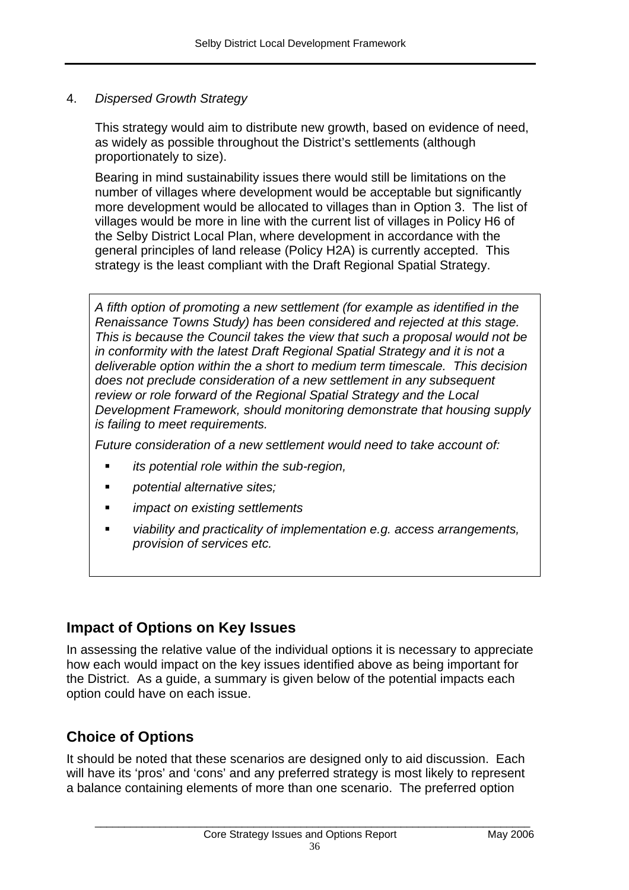4. *Dispersed Growth Strategy*

This strategy would aim to distribute new growth, based on evidence of need, as widely as possible throughout the District's settlements (although proportionately to size).

Bearing in mind sustainability issues there would still be limitations on the number of villages where development would be acceptable but significantly more development would be allocated to villages than in Option 3. The list of villages would be more in line with the current list of villages in Policy H6 of the Selby District Local Plan, where development in accordance with the general principles of land release (Policy H2A) is currently accepted. This strategy is the least compliant with the Draft Regional Spatial Strategy.

*A fifth option of promoting a new settlement (for example as identified in the Renaissance Towns Study) has been considered and rejected at this stage. This is because the Council takes the view that such a proposal would not be in conformity with the latest Draft Regional Spatial Strategy and it is not a deliverable option within the a short to medium term timescale. This decision does not preclude consideration of a new settlement in any subsequent review or role forward of the Regional Spatial Strategy and the Local Development Framework, should monitoring demonstrate that housing supply is failing to meet requirements.*

*Future consideration of a new settlement would need to take account of:*

- *its potential role within the sub-region,*
- *potential alternative sites;*
- *impact on existing settlements*
- *viability and practicality of implementation e.g. access arrangements, provision of services etc.*

## Impact of Options on Key Issues

In assessing the relative value of the individual options it is necessary to appreciate how each would impact on the key issues identified above as being important for the District. As a guide, a summary is given below of the potential impacts each option could have on each issue.

## Choice of Options

It should be noted that these scenarios are designed only to aid discussion. Each will have its 'pros' and 'cons' and any preferred strategy is most likely to represent a balance containing elements of more than one scenario. The preferred option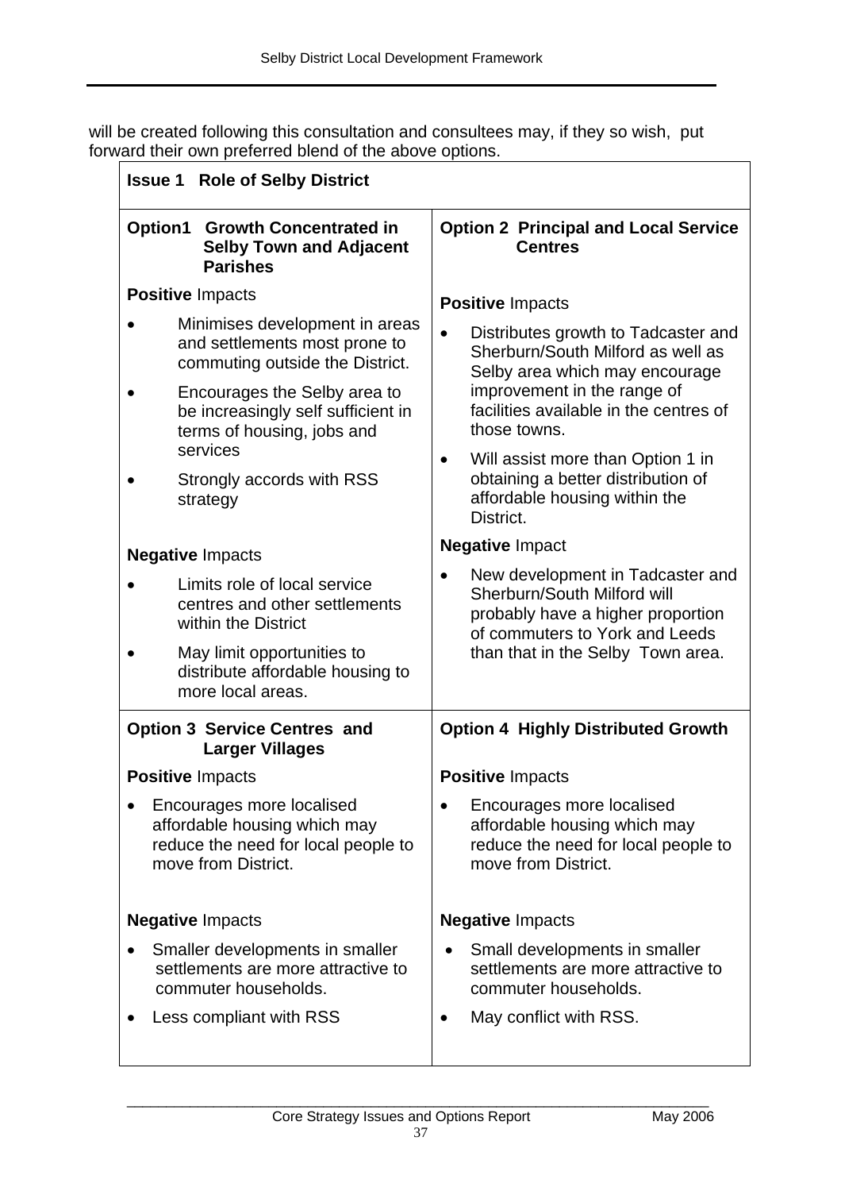will be created following this consultation and consultees may, if they so wish, put forward their own preferred blend of the above options.

**Issue 1 Role of Selby District**

| **Option1 Growth Concentrated in Selby Town and Adjacent Parishes** | **Option 2 Principal and Local Service Centres** |
|---|---|
| **Positive** Impacts<br>• Minimises development in areas and settlements most prone to commuting outside the District.<br>• Encourages the Selby area to be increasingly self sufficient in terms of housing, jobs and services<br>• Strongly accords with RSS strategy<br><br>**Negative** Impacts<br>• Limits role of local service centres and other settlements within the District<br>• May limit opportunities to distribute affordable housing to more local areas. | **Positive** Impacts<br>• Distributes growth to Tadcaster and Sherburn/South Milford as well as Selby area which may encourage improvement in the range of facilities available in the centres of those towns.<br>• Will assist more than Option 1 in obtaining a better distribution of affordable housing within the District.<br><br>**Negative** Impact<br>• New development in Tadcaster and Sherburn/South Milford will probably have a higher proportion of commuters to York and Leeds than that in the Selby Town area. |
| **Option 3 Service Centres and Larger Villages** | **Option 4 Highly Distributed Growth** |
| **Positive** Impacts<br>• Encourages more localised affordable housing which may reduce the need for local people to move from District.<br><br>**Negative** Impacts<br>• Smaller developments in smaller settlements are more attractive to commuter households.<br>• Less compliant with RSS | **Positive** Impacts<br>• Encourages more localised affordable housing which may reduce the need for local people to move from District.<br><br>**Negative** Impacts<br>• Small developments in smaller settlements are more attractive to commuter households.<br>• May conflict with RSS. |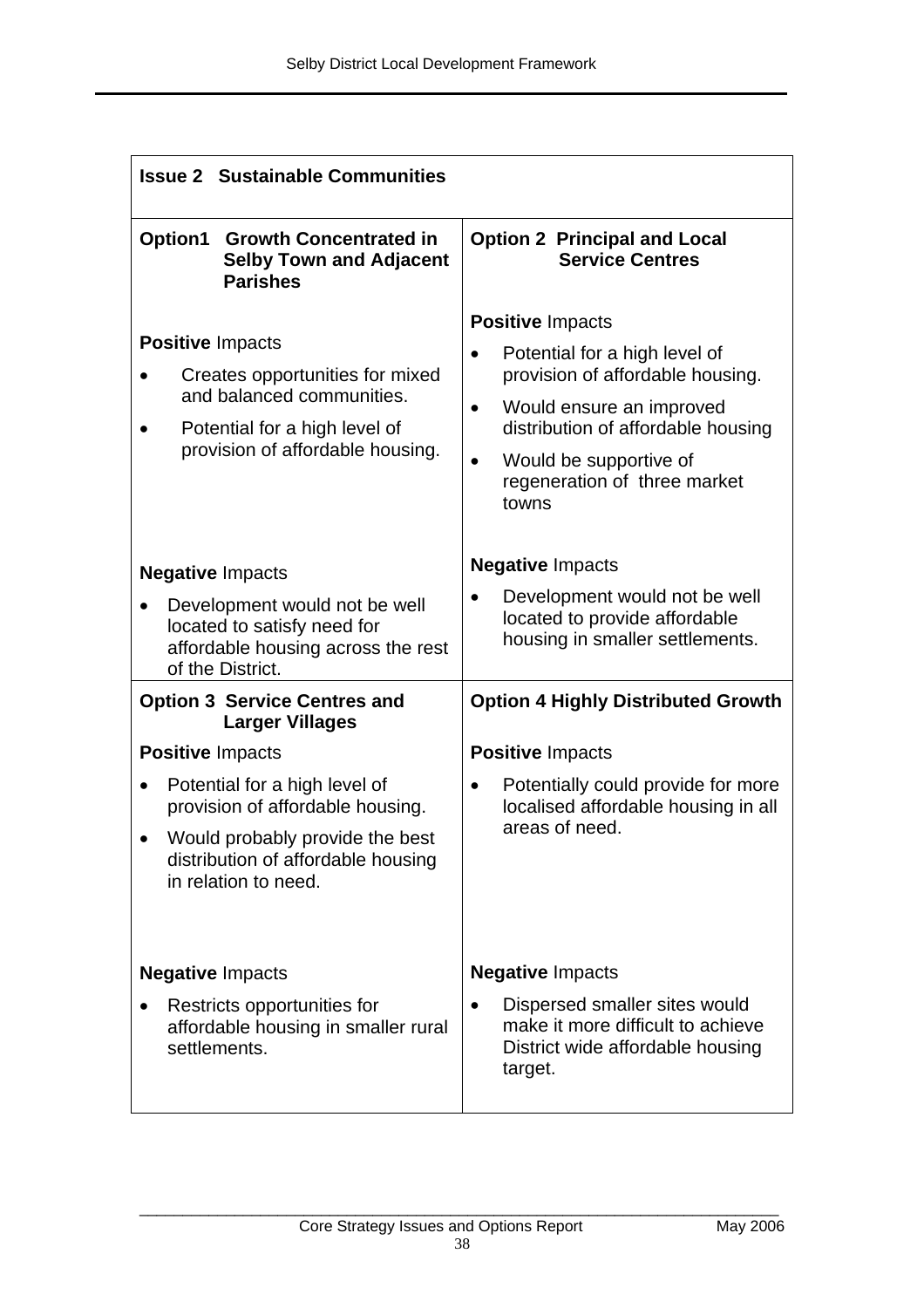| **Issue 2 Sustainable Communities** | |
|---|---|
| **Option1 Growth Concentrated in Selby Town and Adjacent Parishes**<br><br>**Positive** Impacts<br>• Creates opportunities for mixed and balanced communities.<br>• Potential for a high level of provision of affordable housing.<br><br>**Negative** Impacts<br>• Development would not be well located to satisfy need for affordable housing across the rest of the District. | **Option 2 Principal and Local Service Centres**<br><br>**Positive** Impacts<br>• Potential for a high level of provision of affordable housing.<br>• Would ensure an improved distribution of affordable housing<br>• Would be supportive of regeneration of three market towns<br><br>**Negative** Impacts<br>• Development would not be well located to provide affordable housing in smaller settlements. |
| **Option 3 Service Centres and Larger Villages**<br><br>**Positive** Impacts<br>• Potential for a high level of provision of affordable housing.<br>• Would probably provide the best distribution of affordable housing in relation to need.<br><br>**Negative** Impacts<br>• Restricts opportunities for affordable housing in smaller rural settlements. | **Option 4 Highly Distributed Growth**<br><br>**Positive** Impacts<br>• Potentially could provide for more localised affordable housing in all areas of need.<br><br>**Negative** Impacts<br>• Dispersed smaller sites would make it more difficult to achieve District wide affordable housing target. |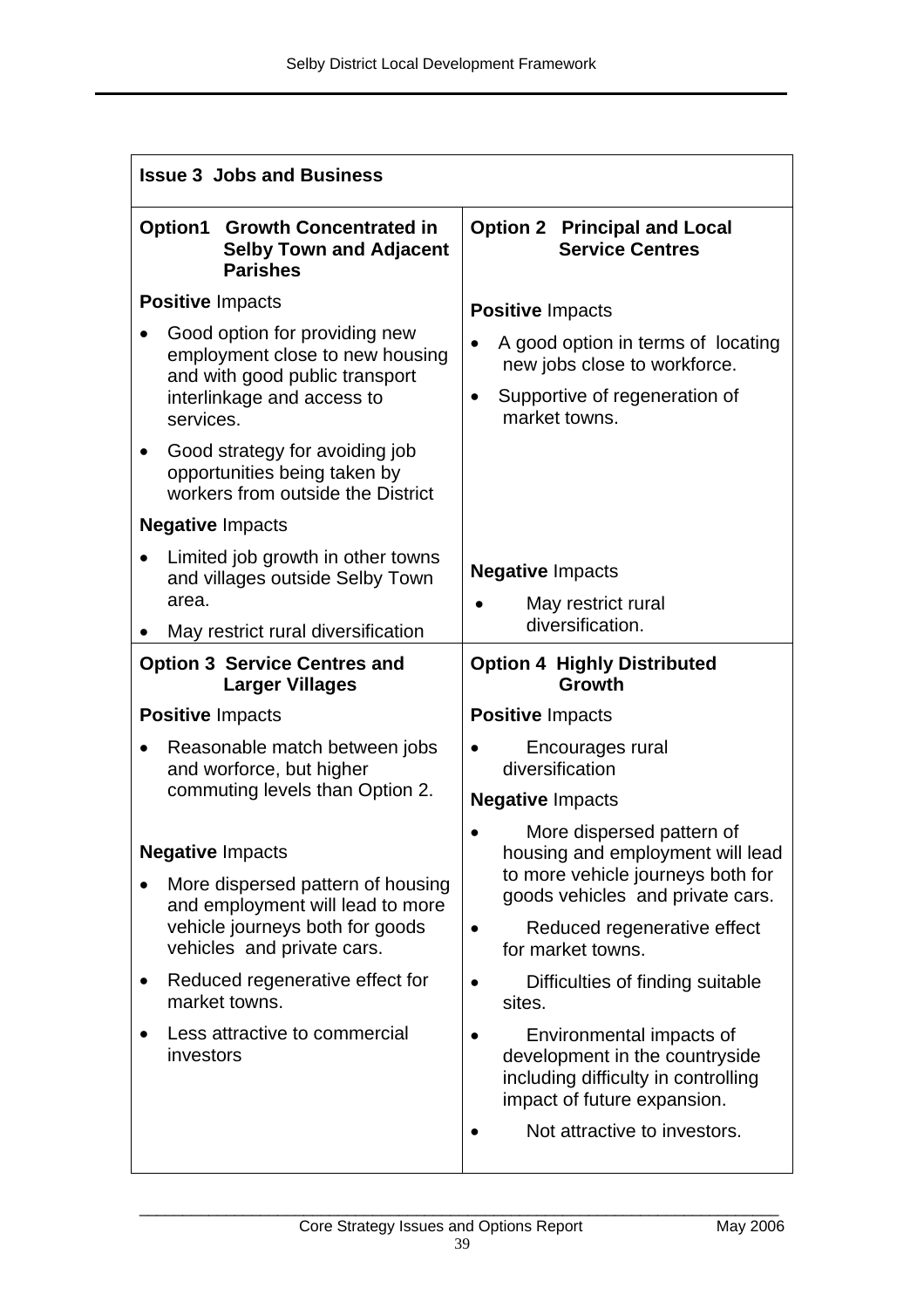| Issue 3 Jobs and Business | |
|---|---|
| **Option1 Growth Concentrated in Selby Town and Adjacent Parishes** | **Option 2 Principal and Local Service Centres** |
| **Positive** Impacts<br>• Good option for providing new employment close to new housing and with good public transport interlinkage and access to services.<br>• Good strategy for avoiding job opportunities being taken by workers from outside the District<br>**Negative** Impacts<br>• Limited job growth in other towns and villages outside Selby Town area.<br>• May restrict rural diversification | **Positive** Impacts<br>• A good option in terms of locating new jobs close to workforce.<br>• Supportive of regeneration of market towns.<br>**Negative** Impacts<br>• May restrict rural diversification. |
| **Option 3 Service Centres and Larger Villages** | **Option 4 Highly Distributed Growth** |
| **Positive** Impacts<br>• Reasonable match between jobs and worforce, but higher commuting levels than Option 2.<br>**Negative** Impacts<br>• More dispersed pattern of housing and employment will lead to more vehicle journeys both for goods vehicles and private cars.<br>• Reduced regenerative effect for market towns.<br>• Less attractive to commercial investors | **Positive** Impacts<br>• Encourages rural diversification<br>**Negative** Impacts<br>• More dispersed pattern of housing and employment will lead to more vehicle journeys both for goods vehicles and private cars.<br>• Reduced regenerative effect for market towns.<br>• Difficulties of finding suitable sites.<br>• Environmental impacts of development in the countryside including difficulty in controlling impact of future expansion.<br>• Not attractive to investors. |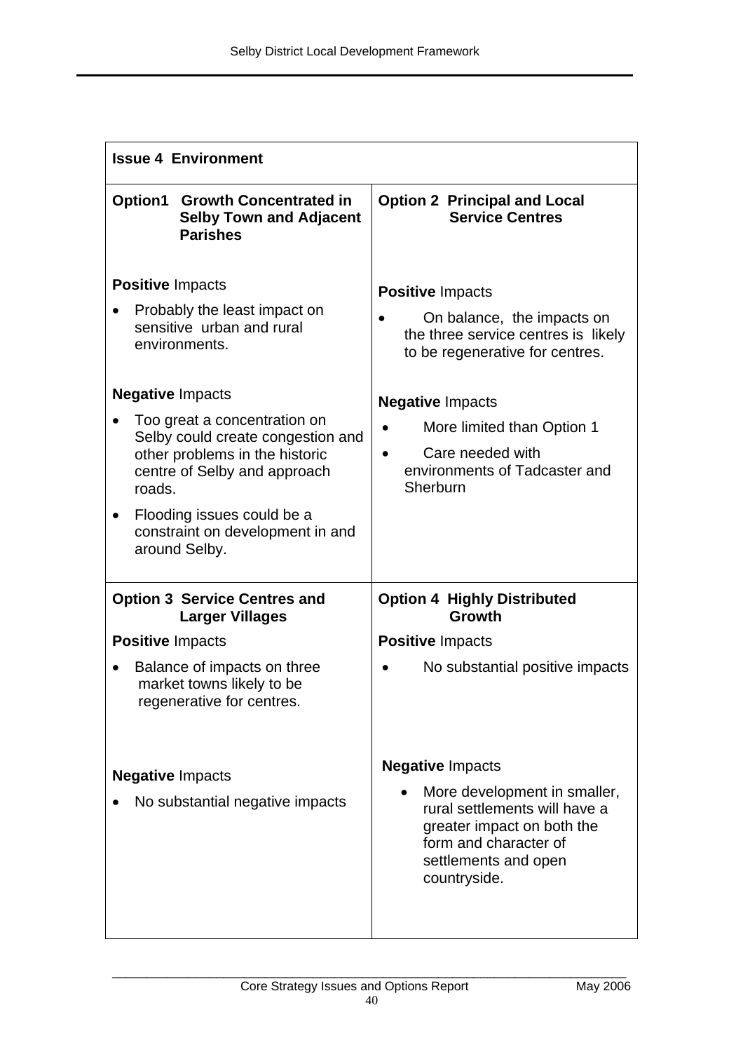| **Issue 4 Environment** | |
|---|---|
| **Option1 Growth Concentrated in Selby Town and Adjacent Parishes**<br><br>**Positive** Impacts<br>• Probably the least impact on sensitive urban and rural environments.<br><br>**Negative** Impacts<br>• Too great a concentration on Selby could create congestion and other problems in the historic centre of Selby and approach roads.<br>• Flooding issues could be a constraint on development in and around Selby. | **Option 2 Principal and Local Service Centres**<br><br>**Positive** Impacts<br>• On balance, the impacts on the three service centres is likely to be regenerative for centres.<br><br>**Negative** Impacts<br>• More limited than Option 1<br>• Care needed with environments of Tadcaster and Sherburn |
| **Option 3 Service Centres and Larger Villages**<br><br>**Positive** Impacts<br>• Balance of impacts on three market towns likely to be regenerative for centres.<br><br>**Negative** Impacts<br>• No substantial negative impacts | **Option 4 Highly Distributed Growth**<br><br>**Positive** Impacts<br>• No substantial positive impacts<br><br>**Negative** Impacts<br>• More development in smaller, rural settlements will have a greater impact on both the form and character of settlements and open countryside. |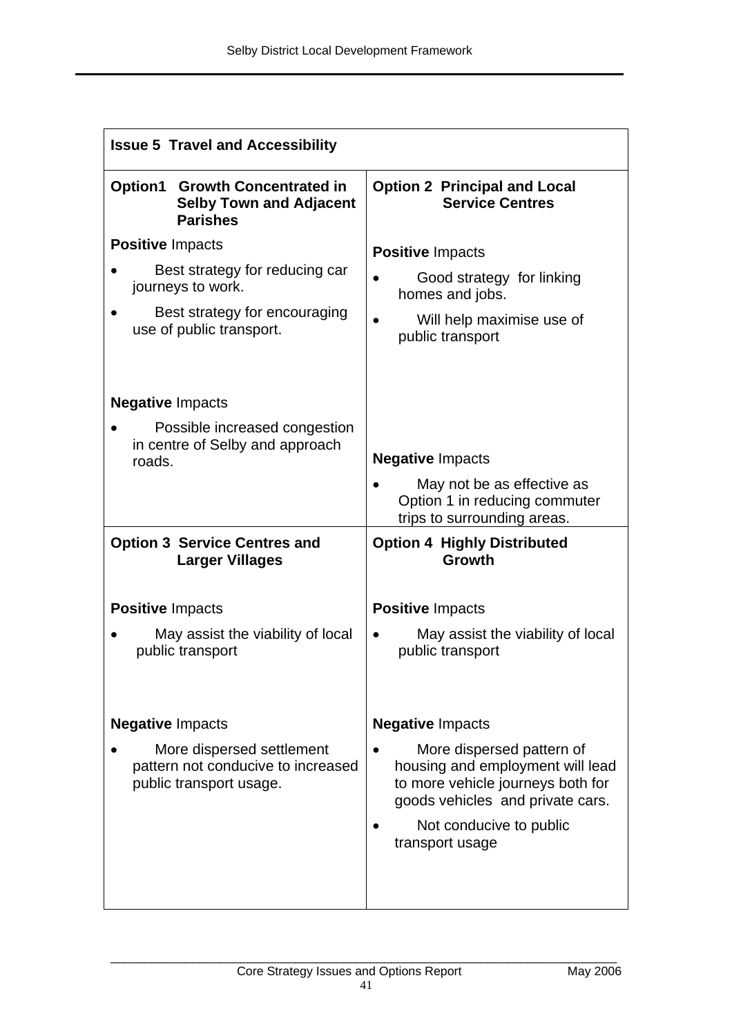| Issue 5 Travel and Accessibility | |
|---|---|
| **Option1 Growth Concentrated in Selby Town and Adjacent Parishes**<br><br>**Positive** Impacts<br>• Best strategy for reducing car journeys to work.<br>• Best strategy for encouraging use of public transport.<br><br>**Negative** Impacts<br>• Possible increased congestion in centre of Selby and approach roads. | **Option 2 Principal and Local Service Centres**<br><br>**Positive** Impacts<br>• Good strategy for linking homes and jobs.<br>• Will help maximise use of public transport<br><br>**Negative** Impacts<br>• May not be as effective as Option 1 in reducing commuter trips to surrounding areas. |
| **Option 3 Service Centres and Larger Villages**<br><br>**Positive** Impacts<br>• May assist the viability of local public transport<br><br>**Negative** Impacts<br>• More dispersed settlement pattern not conducive to increased public transport usage. | **Option 4 Highly Distributed Growth**<br><br>**Positive** Impacts<br>• May assist the viability of local public transport<br><br>**Negative** Impacts<br>• More dispersed pattern of housing and employment will lead to more vehicle journeys both for goods vehicles and private cars.<br>• Not conducive to public transport usage |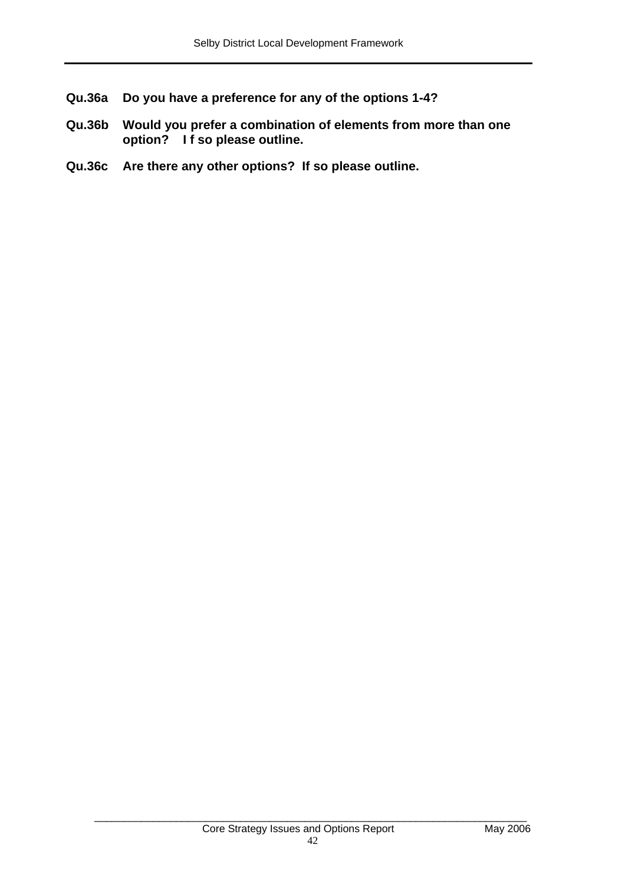**Qu.36a Do you have a preference for any of the options 1-4?**

**Qu.36b Would you prefer a combination of elements from more than one option? I f so please outline.**

**Qu.36c Are there any other options? If so please outline.**